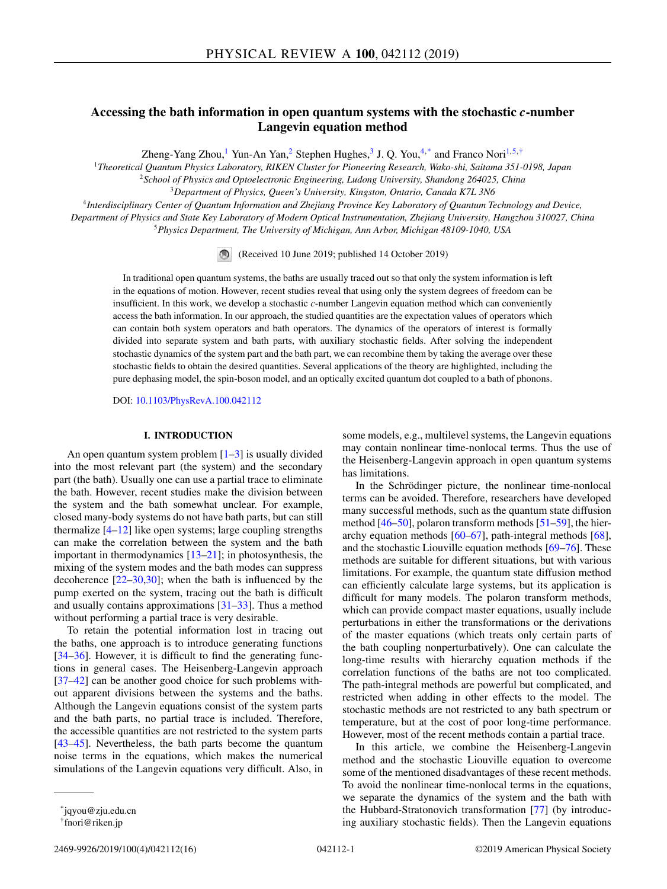# Accessing the bath information in open quantum systems with the stochastic $c$-number Langevin equation method

Zheng-Yang Zhou,[1] Yun-An Yan,[2] Stephen Hughes,[3] J. Q. You,[4,*] and Franco Nori[1,5,†]

[1]Theoretical Quantum Physics Laboratory, RIKEN Cluster for Pioneering Research, Wako-shi, Saitama 351-0198, Japan
[2]School of Physics and Optoelectronic Engineering, Ludong University, Shandong 264025, China
[3]Department of Physics, Queen's University, Kingston, Ontario, Canada K7L 3N6
[4]Interdisciplinary Center of Quantum Information and Zhejiang Province Key Laboratory of Quantum Technology and Device, Department of Physics and State Key Laboratory of Modern Optical Instrumentation, Zhejiang University, Hangzhou 310027, China
[5]Physics Department, The University of Michigan, Ann Arbor, Michigan 48109-1040, USA

(Received 10 June 2019; published 14 October 2019)

In traditional open quantum systems, the baths are usually traced out so that only the system information is left in the equations of motion. However, recent studies reveal that using only the system degrees of freedom can be insufficient. In this work, we develop a stochastic $c$-number Langevin equation method which can conveniently access the bath information. In our approach, the studied quantities are the expectation values of operators which can contain both system operators and bath operators. The dynamics of the operators of interest is formally divided into separate system and bath parts, with auxiliary stochastic fields. After solving the independent stochastic dynamics of the system part and the bath part, we can recombine them by taking the average over these stochastic fields to obtain the desired quantities. Several applications of the theory are highlighted, including the pure dephasing model, the spin-boson model, and an optically excited quantum dot coupled to a bath of phonons.

DOI: 10.1103/PhysRevA.100.042112

## I. INTRODUCTION

An open quantum system problem [1–3] is usually divided into the most relevant part (the system) and the secondary part (the bath). Usually one can use a partial trace to eliminate the bath. However, recent studies make the division between the system and the bath somewhat unclear. For example, closed many-body systems do not have bath parts, but can still thermalize [4–12] like open systems; large coupling strengths can make the correlation between the system and the bath important in thermodynamics [13–21]; in photosynthesis, the mixing of the system modes and the bath modes can suppress decoherence [22–30,30]; when the bath is influenced by the pump exerted on the system, tracing out the bath is difficult and usually contains approximations [31–33]. Thus a method without performing a partial trace is very desirable.

To retain the potential information lost in tracing out the baths, one approach is to introduce generating functions [34–36]. However, it is difficult to find the generating functions in general cases. The Heisenberg-Langevin approach [37–42] can be another good choice for such problems without apparent divisions between the systems and the baths. Although the Langevin equations consist of the system parts and the bath parts, no partial trace is included. Therefore, the accessible quantities are not restricted to the system parts [43–45]. Nevertheless, the bath parts become the quantum noise terms in the equations, which makes the numerical simulations of the Langevin equations very difficult. Also, in some models, e.g., multilevel systems, the Langevin equations may contain nonlinear time-nonlocal terms. Thus the use of the Heisenberg-Langevin approach in open quantum systems has limitations.

In the Schrödinger picture, the nonlinear time-nonlocal terms can be avoided. Therefore, researchers have developed many successful methods, such as the quantum state diffusion method [46–50], polaron transform methods [51–59], the hierarchy equation methods [60–67], path-integral methods [68], and the stochastic Liouville equation methods [69–76]. These methods are suitable for different situations, but with various limitations. For example, the quantum state diffusion method can efficiently calculate large systems, but its application is difficult for many models. The polaron transform methods, which can provide compact master equations, usually include perturbations in either the transformations or the derivations of the master equations (which treats only certain parts of the bath coupling nonperturbatively). One can calculate the long-time results with hierarchy equation methods if the correlation functions of the baths are not too complicated. The path-integral methods are powerful but complicated, and restricted when adding in other effects to the model. The stochastic methods are not restricted to any bath spectrum or temperature, but at the cost of poor long-time performance. However, most of the recent methods contain a partial trace.

In this article, we combine the Heisenberg-Langevin method and the stochastic Liouville equation to overcome some of the mentioned disadvantages of these recent methods. To avoid the nonlinear time-nonlocal terms in the equations, we separate the dynamics of the system and the bath with the Hubbard-Stratonovich transformation [77] (by introducing auxiliary stochastic fields). Then the Langevin equations

*jqyou@zju.edu.cn
†fnori@riken.jp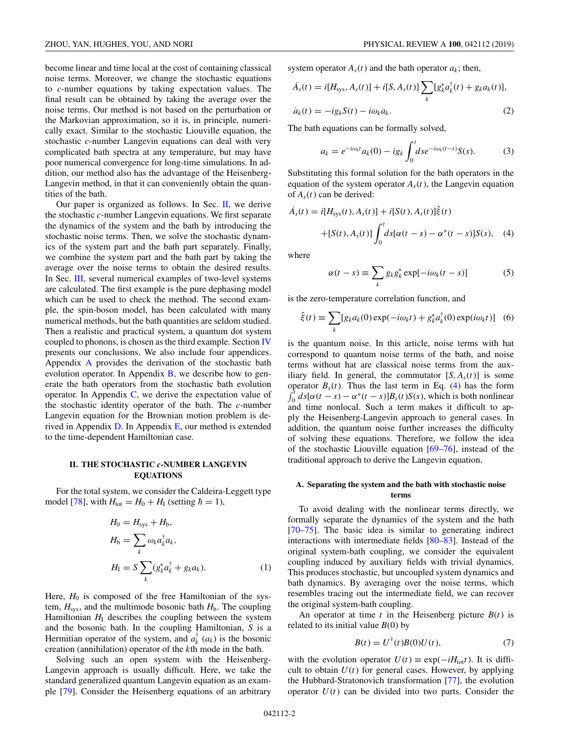become linear and time local at the cost of containing classical noise terms. Moreover, we change the stochastic equations to $c$-number equations by taking expectation values. The final result can be obtained by taking the average over the noise terms. Our method is not based on the perturbation or the Markovian approximation, so it is, in principle, numerically exact. Similar to the stochastic Liouville equation, the stochastic $c$-number Langevin equations can deal with very complicated bath spectra at any temperature, but may have poor numerical convergence for long-time simulations. In addition, our method also has the advantage of the Heisenberg-Langevin method, in that it can conveniently obtain the quantities of the bath.

Our paper is organized as follows. In Sec. II, we derive the stochastic $c$-number Langevin equations. We first separate the dynamics of the system and the bath by introducing the stochastic noise terms. Then, we solve the stochastic dynamics of the system part and the bath part separately. Finally, we combine the system part and the bath part by taking the average over the noise terms to obtain the desired results. In Sec. III, several numerical examples of two-level systems are calculated. The first example is the pure dephasing model which can be used to check the method. The second example, the spin-boson model, has been calculated with many numerical methods, but the bath quantities are seldom studied. Then a realistic and practical system, a quantum dot system coupled to phonons, is chosen as the third example. Section IV presents our conclusions. We also include four appendices. Appendix A provides the derivation of the stochastic bath evolution operator. In Appendix B, we describe how to generate the bath operators from the stochastic bath evolution operator. In Appendix C, we derive the expectation value of the stochastic identity operator of the bath. The $c$-number Langevin equation for the Brownian motion problem is derived in Appendix D. In Appendix E, our method is extended to the time-dependent Hamiltonian case.

## II. THE STOCHASTIC $c$-NUMBER LANGEVIN EQUATIONS

For the total system, we consider the Caldeira-Leggett type model [78], with $H_{\rm tot} = H_0 + H_{\rm I}$ (setting $\hbar = 1$),

$$
\begin{aligned}
H_0 &= H_{\rm sys} + H_{\rm b},\\
H_{\rm b} &= \sum_k \omega_k a_k^\dagger a_k,\\
H_{\rm I} &= S\sum_k (g_k^* a_k^\dagger + g_k a_k).
\end{aligned}
\tag{1}
$$

Here, $H_0$ is composed of the free Hamiltonian of the system, $H_{\rm sys}$, and the multimode bosonic bath $H_{\rm b}$. The coupling Hamiltonian $H_{\rm I}$ describes the coupling between the system and the bosonic bath. In the coupling Hamiltonian, $S$ is a Hermitian operator of the system, and $a_k^\dagger$ ($a_k$) is the bosonic creation (annihilation) operator of the $k$th mode in the bath.

Solving such an open system with the Heisenberg-Langevin approach is usually difficult. Here, we take the standard generalized quantum Langevin equation as an example [79]. Consider the Heisenberg equations of an arbitrary system operator $A_s(t)$ and the bath operator $a_k$; then,

$$
\begin{aligned}
\dot{A}_s(t) &= i[H_{\rm sys}, A_s(t)] + i[S, A_s(t)]\sum_k [g_k^* a_k^\dagger(t) + g_k a_k(t)],\\
\dot{a}_k(t) &= -i g_k S(t) - i\omega_k a_k.
\end{aligned}
\tag{2}
$$

The bath equations can be formally solved,

$$
a_k = e^{-i\omega_k t} a_k(0) - i g_k \int_0^t ds\, e^{-i\omega_k (t-s)} S(s). \tag{3}
$$

Substituting this formal solution for the bath operators in the equation of the system operator $A_s(t)$, the Langevin equation of $A_s(t)$ can be derived:

$$
\begin{aligned}
\dot{A}_s(t) &= i[H_{\rm sys}(t), A_s(t)] + i[S(t), A_s(t)]\hat{\xi}(t)\\
&\quad + [S(t), A_s(t)]\int_0^t ds[\alpha(t-s) - \alpha^*(t-s)]S(s),
\end{aligned}
\tag{4}
$$

where

$$
\alpha(t-s) \equiv \sum_k g_k g_k^* \exp[-i\omega_k (t-s)] \tag{5}
$$

is the zero-temperature correlation function, and

$$
\hat{\xi}(t) \equiv \sum_k [g_k a_k(0)\exp(-i\omega_k t) + g_k^* a_k^\dagger(0)\exp(i\omega_k t)] \tag{6}
$$

is the quantum noise. In this article, noise terms with hat correspond to quantum noise terms of the bath, and noise terms without hat are classical noise terms from the auxiliary field. In general, the commutator $[S, A_s(t)]$ is some operator $B_s(t)$. Thus the last term in Eq. (4) has the form $\int_0^t ds[\alpha(t-s) - \alpha^*(t-s)]B_s(t)S(s)$, which is both nonlinear and time nonlocal. Such a term makes it difficult to apply the Heisenberg-Langevin approach to general cases. In addition, the quantum noise further increases the difficulty of solving these equations. Therefore, we follow the idea of the stochastic Liouville equation [69–76], instead of the traditional approach to derive the Langevin equation.

### A. Separating the system and the bath with stochastic noise terms

To avoid dealing with the nonlinear terms directly, we formally separate the dynamics of the system and the bath [70–75]. The basic idea is similar to generating indirect interactions with intermediate fields [80–83]. Instead of the original system-bath coupling, we consider the equivalent coupling induced by auxiliary fields with trivial dynamics. This produces stochastic, but uncoupled system dynamics and bath dynamics. By averaging over the noise terms, which resembles tracing out the intermediate field, we can recover the original system-bath coupling.

An operator at time $t$ in the Heisenberg picture $B(t)$ is related to its initial value $B(0)$ by

$$
B(t) = U^\dagger(t) B(0) U(t), \tag{7}
$$

with the evolution operator $U(t) \equiv \exp(-iH_{\rm tot} t)$. It is difficult to obtain $U(t)$ for general cases. However, by applying the Hubbard-Stratonovich transformation [77], the evolution operator $U(t)$ can be divided into two parts. Consider the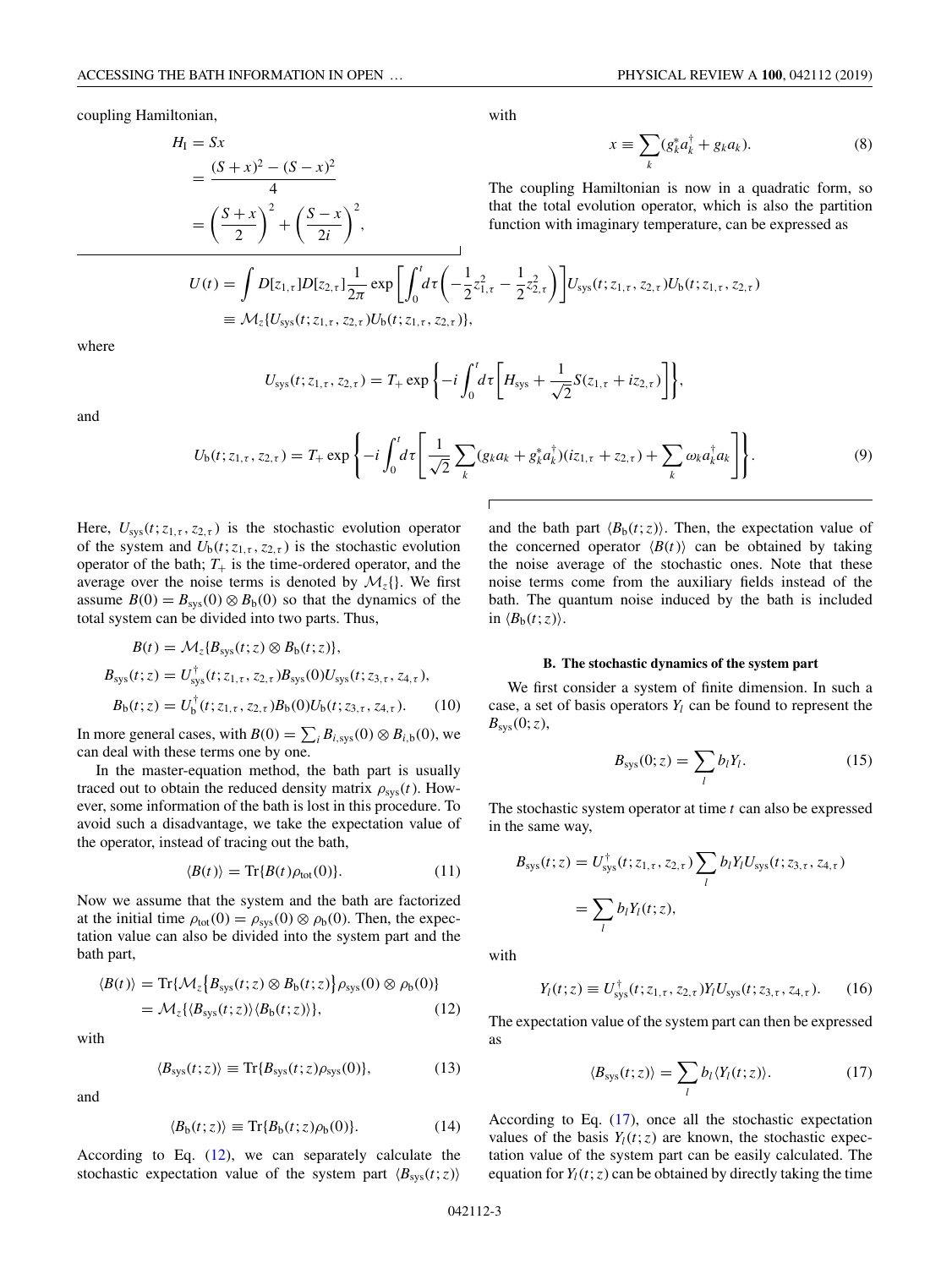coupling Hamiltonian,

$$
\begin{aligned}
H_{\mathrm{I}} &= Sx \\
&= \frac{(S+x)^2-(S-x)^2}{4} \\
&= \left(\frac{S+x}{2}\right)^2+\left(\frac{S-x}{2i}\right)^2,
\end{aligned}
$$

with

$$
x \equiv \sum_k (g_k^* a_k^\dagger + g_k a_k). \tag{8}
$$

The coupling Hamiltonian is now in a quadratic form, so that the total evolution operator, which is also the partition function with imaginary temperature, can be expressed as

$$
\begin{aligned}
U(t) &= \int D[z_{1,\tau}]D[z_{2,\tau}]\frac{1}{2\pi}\exp\left[\int_0^t d\tau\left(-\frac{1}{2}z_{1,\tau}^2-\frac{1}{2}z_{2,\tau}^2\right)\right]U_{\mathrm{sys}}(t;z_{1,\tau},z_{2,\tau})U_{\mathrm{b}}(t;z_{1,\tau},z_{2,\tau}) \\
&\equiv \mathcal{M}_z\{U_{\mathrm{sys}}(t;z_{1,\tau},z_{2,\tau})U_{\mathrm{b}}(t;z_{1,\tau},z_{2,\tau})\},
\end{aligned}
$$

where

$$
U_{\mathrm{sys}}(t;z_{1,\tau},z_{2,\tau}) = T_+\exp\left\{-i\int_0^t d\tau\left[H_{\mathrm{sys}}+\frac{1}{\sqrt{2}}S(z_{1,\tau}+iz_{2,\tau})\right]\right\},
$$

and

$$
U_{\mathrm{b}}(t;z_{1,\tau},z_{2,\tau}) = T_+\exp\left\{-i\int_0^t d\tau\left[\frac{1}{\sqrt{2}}\sum_k(g_k a_k+g_k^* a_k^\dagger)(iz_{1,\tau}+z_{2,\tau})+\sum_k\omega_k a_k^\dagger a_k\right]\right\}. \tag{9}
$$

Here, $U_{\mathrm{sys}}(t;z_{1,\tau},z_{2,\tau})$ is the stochastic evolution operator of the system and $U_{\mathrm{b}}(t;z_{1,\tau},z_{2,\tau})$ is the stochastic evolution operator of the bath; $T_+$ is the time-ordered operator, and the average over the noise terms is denoted by $\mathcal{M}_z\{\}$. We first assume $B(0)=B_{\mathrm{sys}}(0)\otimes B_{\mathrm{b}}(0)$ so that the dynamics of the total system can be divided into two parts. Thus,

$$
\begin{aligned}
B(t) &= \mathcal{M}_z\{B_{\mathrm{sys}}(t;z)\otimes B_{\mathrm{b}}(t;z)\}, \\
B_{\mathrm{sys}}(t;z) &= U_{\mathrm{sys}}^\dagger(t;z_{1,\tau},z_{2,\tau})B_{\mathrm{sys}}(0)U_{\mathrm{sys}}(t;z_{3,\tau},z_{4,\tau}), \\
B_{\mathrm{b}}(t;z) &= U_{\mathrm{b}}^\dagger(t;z_{1,\tau},z_{2,\tau})B_{\mathrm{b}}(0)U_{\mathrm{b}}(t;z_{3,\tau},z_{4,\tau}).
\end{aligned} \tag{10}
$$

In more general cases, with $B(0)=\sum_i B_{i,\mathrm{sys}}(0)\otimes B_{i,\mathrm{b}}(0)$, we can deal with these terms one by one.

In the master-equation method, the bath part is usually traced out to obtain the reduced density matrix $\rho_{\mathrm{sys}}(t)$. However, some information of the bath is lost in this procedure. To avoid such a disadvantage, we take the expectation value of the operator, instead of tracing out the bath,

$$
\langle B(t)\rangle = \mathrm{Tr}\{B(t)\rho_{\mathrm{tot}}(0)\}. \tag{11}
$$

Now we assume that the system and the bath are factorized at the initial time $\rho_{\mathrm{tot}}(0)=\rho_{\mathrm{sys}}(0)\otimes\rho_{\mathrm{b}}(0)$. Then, the expectation value can also be divided into the system part and the bath part,

$$
\begin{aligned}
\langle B(t)\rangle &= \mathrm{Tr}\{\mathcal{M}_z\{B_{\mathrm{sys}}(t;z)\otimes B_{\mathrm{b}}(t;z)\}\rho_{\mathrm{sys}}(0)\otimes\rho_{\mathrm{b}}(0)\} \\
&= \mathcal{M}_z\{\langle B_{\mathrm{sys}}(t;z)\rangle\langle B_{\mathrm{b}}(t;z)\rangle\},
\end{aligned} \tag{12}
$$

with

$$
\langle B_{\mathrm{sys}}(t;z)\rangle \equiv \mathrm{Tr}\{B_{\mathrm{sys}}(t;z)\rho_{\mathrm{sys}}(0)\}, \tag{13}
$$

and

$$
\langle B_{\mathrm{b}}(t;z)\rangle \equiv \mathrm{Tr}\{B_{\mathrm{b}}(t;z)\rho_{\mathrm{b}}(0)\}. \tag{14}
$$

According to Eq. (12), we can separately calculate the stochastic expectation value of the system part $\langle B_{\mathrm{sys}}(t;z)\rangle$ and the bath part $\langle B_{\mathrm{b}}(t;z)\rangle$. Then, the expectation value of the concerned operator $\langle B(t)\rangle$ can be obtained by taking the noise average of the stochastic ones. Note that these noise terms come from the auxiliary fields instead of the bath. The quantum noise induced by the bath is included in $\langle B_{\mathrm{b}}(t;z)\rangle$.

### B. The stochastic dynamics of the system part

We first consider a system of finite dimension. In such a case, a set of basis operators $Y_l$ can be found to represent the $B_{\mathrm{sys}}(0;z)$,

$$
B_{\mathrm{sys}}(0;z) = \sum_l b_l Y_l. \tag{15}
$$

The stochastic system operator at time $t$ can also be expressed in the same way,

$$
\begin{aligned}
B_{\mathrm{sys}}(t;z) &= U_{\mathrm{sys}}^\dagger(t;z_{1,\tau},z_{2,\tau})\sum_l b_l Y_l U_{\mathrm{sys}}(t;z_{3,\tau},z_{4,\tau}) \\
&= \sum_l b_l Y_l(t;z),
\end{aligned}
$$

with

$$
Y_l(t;z) \equiv U_{\mathrm{sys}}^\dagger(t;z_{1,\tau},z_{2,\tau})Y_l U_{\mathrm{sys}}(t;z_{3,\tau},z_{4,\tau}). \tag{16}
$$

The expectation value of the system part can then be expressed as

$$
\langle B_{\mathrm{sys}}(t;z)\rangle = \sum_l b_l\langle Y_l(t;z)\rangle. \tag{17}
$$

According to Eq. (17), once all the stochastic expectation values of the basis $Y_l(t;z)$ are known, the stochastic expectation value of the system part can be easily calculated. The equation for $Y_l(t;z)$ can be obtained by directly taking the time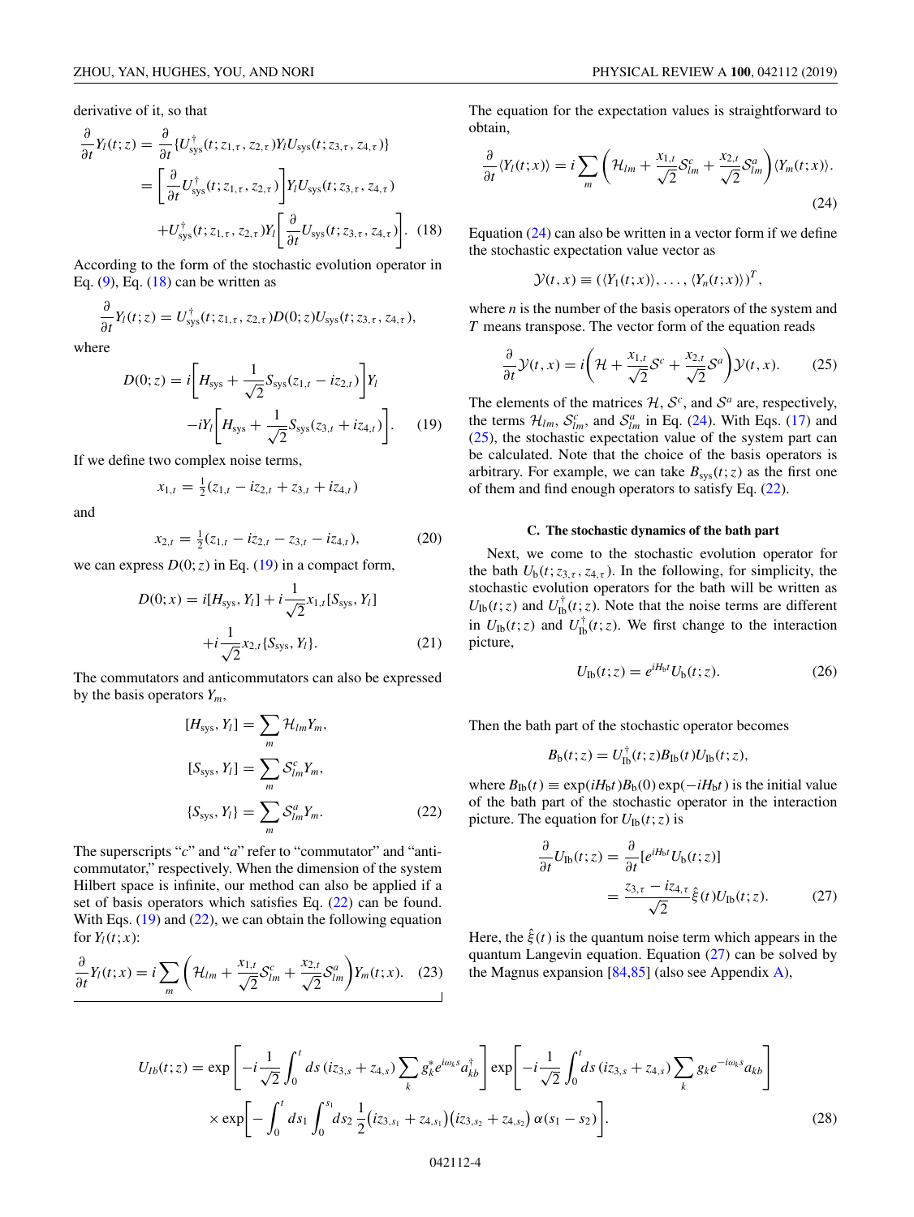derivative of it, so that

$$\frac{\partial}{\partial t}Y_l(t;z) = \frac{\partial}{\partial t}\{U_{\rm sys}^{\dagger}(t;z_{1,\tau},z_{2,\tau})Y_l U_{\rm sys}(t;z_{3,\tau},z_{4,\tau})\}$$
$$= \left[\frac{\partial}{\partial t}U_{\rm sys}^{\dagger}(t;z_{1,\tau},z_{2,\tau})\right]Y_l U_{\rm sys}(t;z_{3,\tau},z_{4,\tau})$$
$$+U_{\rm sys}^{\dagger}(t;z_{1,\tau},z_{2,\tau})Y_l\left[\frac{\partial}{\partial t}U_{\rm sys}(t;z_{3,\tau},z_{4,\tau})\right]. \quad (18)$$

According to the form of the stochastic evolution operator in Eq. (9), Eq. (18) can be written as

$$\frac{\partial}{\partial t}Y_l(t;z) = U_{\rm sys}^{\dagger}(t;z_{1,\tau},z_{2,\tau})D(0;z)U_{\rm sys}(t;z_{3,\tau},z_{4,\tau}),$$

where

$$D(0;z) = i\left[H_{\rm sys} + \frac{1}{\sqrt{2}}S_{\rm sys}(z_{1,t}-iz_{2,t})\right]Y_l$$
$$-iY_l\left[H_{\rm sys} + \frac{1}{\sqrt{2}}S_{\rm sys}(z_{3,t}+iz_{4,t})\right]. \quad (19)$$

If we define two complex noise terms,

$$x_{1,t} = \tfrac{1}{2}(z_{1,t} - iz_{2,t} + z_{3,t} + iz_{4,t})$$

and

$$x_{2,t} = \tfrac{1}{2}(z_{1,t} - iz_{2,t} - z_{3,t} - iz_{4,t}), \quad (20)$$

we can express $D(0;z)$ in Eq. (19) in a compact form,

$$D(0;x) = i[H_{\rm sys}, Y_l] + i\frac{1}{\sqrt{2}}x_{1,t}[S_{\rm sys}, Y_l]$$
$$+i\frac{1}{\sqrt{2}}x_{2,t}\{S_{\rm sys}, Y_l\}. \quad (21)$$

The commutators and anticommutators can also be expressed by the basis operators $Y_m$,

$$[H_{\rm sys}, Y_l] = \sum_m \mathcal{H}_{lm}Y_m,$$
$$[S_{\rm sys}, Y_l] = \sum_m \mathcal{S}^c_{lm}Y_m,$$
$$\{S_{\rm sys}, Y_l\} = \sum_m \mathcal{S}^a_{lm}Y_m. \quad (22)$$

The superscripts "$c$" and "$a$" refer to "commutator" and "anticommutator," respectively. When the dimension of the system Hilbert space is infinite, our method can also be applied if a set of basis operators which satisfies Eq. (22) can be found. With Eqs. (19) and (22), we can obtain the following equation for $Y_l(t;x)$:

$$\frac{\partial}{\partial t}Y_l(t;x) = i\sum_m\left(\mathcal{H}_{lm} + \frac{x_{1,t}}{\sqrt{2}}\mathcal{S}^c_{lm} + \frac{x_{2,t}}{\sqrt{2}}\mathcal{S}^a_{lm}\right)Y_m(t;x). \quad (23)$$

The equation for the expectation values is straightforward to obtain,

$$\frac{\partial}{\partial t}\langle Y_l(t;x)\rangle = i\sum_m\left(\mathcal{H}_{lm} + \frac{x_{1,t}}{\sqrt{2}}\mathcal{S}^c_{lm} + \frac{x_{2,t}}{\sqrt{2}}\mathcal{S}^a_{lm}\right)\langle Y_m(t;x)\rangle. \quad (24)$$

Equation (24) can also be written in a vector form if we define the stochastic expectation value vector as

$$\mathcal{Y}(t,x) \equiv (\langle Y_1(t;x)\rangle, \ldots, \langle Y_n(t;x)\rangle)^T,$$

where $n$ is the number of the basis operators of the system and $T$ means transpose. The vector form of the equation reads

$$\frac{\partial}{\partial t}\mathcal{Y}(t,x) = i\left(\mathcal{H} + \frac{x_{1,t}}{\sqrt{2}}\mathcal{S}^c + \frac{x_{2,t}}{\sqrt{2}}\mathcal{S}^a\right)\mathcal{Y}(t,x). \quad (25)$$

The elements of the matrices $\mathcal{H}$, $\mathcal{S}^c$, and $\mathcal{S}^a$ are, respectively, the terms $\mathcal{H}_{lm}$, $\mathcal{S}^c_{lm}$, and $\mathcal{S}^a_{lm}$ in Eq. (24). With Eqs. (17) and (25), the stochastic expectation value of the system part can be calculated. Note that the choice of the basis operators is arbitrary. For example, we can take $B_{\rm sys}(t;z)$ as the first one of them and find enough operators to satisfy Eq. (22).

### C. The stochastic dynamics of the bath part

Next, we come to the stochastic evolution operator for the bath $U_{\rm b}(t;z_{3,\tau},z_{4,\tau})$. In the following, for simplicity, the stochastic evolution operators for the bath will be written as $U_{\rm Ib}(t;z)$ and $U^{\dagger}_{\rm Ib}(t;z)$. Note that the noise terms are different in $U_{\rm Ib}(t;z)$ and $U^{\dagger}_{\rm Ib}(t;z)$. We first change to the interaction picture,

$$U_{\rm Ib}(t;z) = e^{iH_{\rm b}t}U_{\rm b}(t;z). \quad (26)$$

Then the bath part of the stochastic operator becomes

$$B_{\rm b}(t;z) = U^{\dagger}_{\rm Ib}(t;z)B_{\rm Ib}(t)U_{\rm Ib}(t;z),$$

where $B_{\rm Ib}(t) \equiv \exp(iH_{\rm b}t)B_{\rm b}(0)\exp(-iH_{\rm b}t)$ is the initial value of the bath part of the stochastic operator in the interaction picture. The equation for $U_{\rm Ib}(t;z)$ is

$$\frac{\partial}{\partial t}U_{\rm Ib}(t;z) = \frac{\partial}{\partial t}[e^{iH_{\rm b}t}U_{\rm b}(t;z)]$$
$$= \frac{z_{3,\tau} - iz_{4,\tau}}{\sqrt{2}}\hat{\xi}(t)U_{\rm Ib}(t;z). \quad (27)$$

Here, the $\hat{\xi}(t)$ is the quantum noise term which appears in the quantum Langevin equation. Equation (27) can be solved by the Magnus expansion [84,85] (also see Appendix A),

$$U_{Ib}(t;z) = \exp\left[-i\frac{1}{\sqrt{2}}\int_0^t ds\,(iz_{3,s}+z_{4,s})\sum_k g_k^* e^{i\omega_k s}a^{\dagger}_{kb}\right]\exp\left[-i\frac{1}{\sqrt{2}}\int_0^t ds\,(iz_{3,s}+z_{4,s})\sum_k g_k e^{-i\omega_k s}a_{kb}\right]$$
$$\times\exp\left[-\int_0^t ds_1\int_0^{s_1}ds_2\,\frac{1}{2}(iz_{3,s_1}+z_{4,s_1})(iz_{3,s_2}+z_{4,s_2})\,\alpha(s_1-s_2)\right]. \quad (28)$$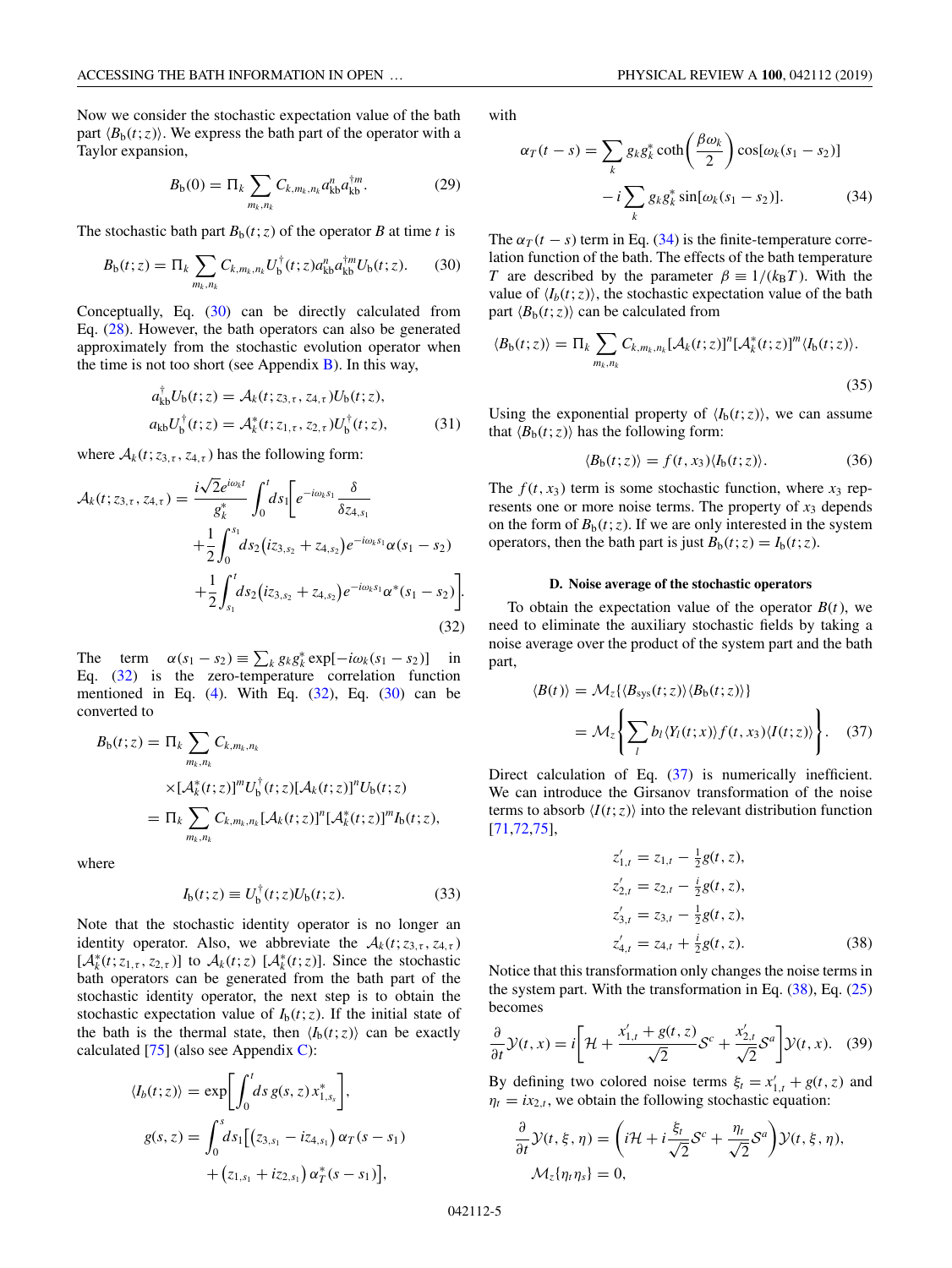Now we consider the stochastic expectation value of the bath part $\langle B_{\rm b}(t;z)\rangle$. We express the bath part of the operator with a Taylor expansion,

$$B_{\rm b}(0) = \Pi_k \sum_{m_k,n_k} C_{k,m_k,n_k} a_{k{\rm b}}^n a_{k{\rm b}}^{\dagger m}. \tag{29}$$

The stochastic bath part $B_{\rm b}(t;z)$ of the operator $B$ at time $t$ is

$$B_{\rm b}(t;z) = \Pi_k \sum_{m_k,n_k} C_{k,m_k,n_k} U_{\rm b}^{\dagger}(t;z) a_{k{\rm b}}^n a_{k{\rm b}}^{\dagger m} U_{\rm b}(t;z). \tag{30}$$

Conceptually, Eq. (30) can be directly calculated from Eq. (28). However, the bath operators can also be generated approximately from the stochastic evolution operator when the time is not too short (see Appendix B). In this way,

$$\begin{aligned} a_{k{\rm b}}^{\dagger} U_{\rm b}(t;z) &= \mathcal{A}_k(t;z_{3,\tau},z_{4,\tau}) U_{\rm b}(t;z), \\ a_{k{\rm b}} U_{\rm b}^{\dagger}(t;z) &= \mathcal{A}_k^*(t;z_{1,\tau},z_{2,\tau}) U_{\rm b}^{\dagger}(t;z), \end{aligned} \tag{31}$$

where $\mathcal{A}_k(t;z_{3,\tau},z_{4,\tau})$ has the following form:

$$\begin{aligned} \mathcal{A}_k(t;z_{3,\tau},z_{4,\tau}) = \frac{i\sqrt{2}e^{i\omega_k t}}{g_k^*}\int_0^t ds_1 \bigg[ & e^{-i\omega_k s_1}\frac{\delta}{\delta z_{4,s_1}} \\ & + \frac{1}{2}\int_0^{s_1} ds_2 \big(iz_{3,s_2}+z_{4,s_2}\big) e^{-i\omega_k s_1}\alpha(s_1-s_2) \\ & + \frac{1}{2}\int_{s_1}^{t} ds_2 \big(iz_{3,s_2}+z_{4,s_2}\big) e^{-i\omega_k s_1}\alpha^*(s_1-s_2) \bigg]. \end{aligned} \tag{32}$$

The term $\alpha(s_1-s_2) \equiv \sum_k g_k g_k^* \exp[-i\omega_k(s_1-s_2)]$ in Eq. (32) is the zero-temperature correlation function mentioned in Eq. (4). With Eq. (32), Eq. (30) can be converted to

$$\begin{aligned} B_{\rm b}(t;z) &= \Pi_k \sum_{m_k,n_k} C_{k,m_k,n_k} \\ &\quad \times [\mathcal{A}_k^*(t;z)]^m U_{\rm b}^{\dagger}(t;z)[\mathcal{A}_k(t;z)]^n U_{\rm b}(t;z) \\ &= \Pi_k \sum_{m_k,n_k} C_{k,m_k,n_k} [\mathcal{A}_k(t;z)]^n [\mathcal{A}_k^*(t;z)]^m I_{\rm b}(t;z), \end{aligned}$$

where

$$I_{\rm b}(t;z) \equiv U_{\rm b}^{\dagger}(t;z) U_{\rm b}(t;z). \tag{33}$$

Note that the stochastic identity operator is no longer an identity operator. Also, we abbreviate the $\mathcal{A}_k(t;z_{3,\tau},z_{4,\tau})$ $[\mathcal{A}_k^*(t;z_{1,\tau},z_{2,\tau})]$ to $\mathcal{A}_k(t;z)$ $[\mathcal{A}_k^*(t;z)]$. Since the stochastic bath operators can be generated from the bath part of the stochastic identity operator, the next step is to obtain the stochastic expectation value of $I_{\rm b}(t;z)$. If the initial state of the bath is the thermal state, then $\langle I_{\rm b}(t;z)\rangle$ can be exactly calculated [75] (also see Appendix C):

$$\begin{aligned} \langle I_{\rm b}(t;z)\rangle &= \exp\left[\int_0^t ds\, g(s,z)\, x_{1,s_s}^*\right], \\ g(s,z) &= \int_0^s ds_1 \big[\big(z_{3,s_1} - iz_{4,s_1}\big)\alpha_T(s-s_1) \\ &\quad + \big(z_{1,s_1} + iz_{2,s_1}\big)\alpha_T^*(s-s_1)\big], \end{aligned}$$

with

$$\begin{aligned} \alpha_T(t-s) = \sum_k g_k g_k^* \coth\left(\frac{\beta\omega_k}{2}\right)\cos[\omega_k(s_1-s_2)] \\ - i\sum_k g_k g_k^* \sin[\omega_k(s_1-s_2)]. \end{aligned} \tag{34}$$

The $\alpha_T(t-s)$ term in Eq. (34) is the finite-temperature correlation function of the bath. The effects of the bath temperature $T$ are described by the parameter $\beta \equiv 1/(k_B T)$. With the value of $\langle I_b(t;z)\rangle$, the stochastic expectation value of the bath part $\langle B_{\rm b}(t;z)\rangle$ can be calculated from

$$\langle B_{\rm b}(t;z)\rangle = \Pi_k \sum_{m_k,n_k} C_{k,m_k,n_k} [\mathcal{A}_k(t;z)]^n [\mathcal{A}_k^*(t;z)]^m \langle I_{\rm b}(t;z)\rangle. \tag{35}$$

Using the exponential property of $\langle I_b(t;z)\rangle$, we can assume that $\langle B_{\rm b}(t;z)\rangle$ has the following form:

$$\langle B_{\rm b}(t;z)\rangle = f(t,x_3)\langle I_{\rm b}(t;z)\rangle. \tag{36}$$

The $f(t,x_3)$ term is some stochastic function, where $x_3$ represents one or more noise terms. The property of $x_3$ depends on the form of $B_{\rm b}(t;z)$. If we are only interested in the system operators, then the bath part is just $B_{\rm b}(t;z) = I_{\rm b}(t;z)$.

#### D. Noise average of the stochastic operators

To obtain the expectation value of the operator $B(t)$, we need to eliminate the auxiliary stochastic fields by taking a noise average over the product of the system part and the bath part,

$$\begin{aligned} \langle B(t)\rangle &= \mathcal{M}_z\{\langle B_{\rm sys}(t;z)\rangle\langle B_{\rm b}(t;z)\rangle\} \\ &= \mathcal{M}_z\left\{\sum_l b_l \langle Y_l(t;x)\rangle f(t,x_3)\langle I(t;z)\rangle\right\}. \end{aligned} \tag{37}$$

Direct calculation of Eq. (37) is numerically inefficient. We can introduce the Girsanov transformation of the noise terms to absorb $\langle I(t;z)\rangle$ into the relevant distribution function [71,72,75],

$$\begin{aligned} z_{1,t}' &= z_{1,t} - \tfrac{1}{2}g(t,z), \\ z_{2,t}' &= z_{2,t} - \tfrac{i}{2}g(t,z), \\ z_{3,t}' &= z_{3,t} - \tfrac{1}{2}g(t,z), \\ z_{4,t}' &= z_{4,t} + \tfrac{i}{2}g(t,z). \end{aligned} \tag{38}$$

Notice that this transformation only changes the noise terms in the system part. With the transformation in Eq. (38), Eq. (25) becomes

$$\frac{\partial}{\partial t}\mathcal{Y}(t,x) = i\left[\mathcal{H} + \frac{x_{1,t}'+g(t,z)}{\sqrt{2}}\mathcal{S}^c + \frac{x_{2,t}'}{\sqrt{2}}\mathcal{S}^a\right]\mathcal{Y}(t,x). \tag{39}$$

By defining two colored noise terms $\xi_t = x_{1,t}' + g(t,z)$ and $\eta_t = ix_{2,t}$, we obtain the following stochastic equation:

$$\begin{aligned} &\frac{\partial}{\partial t}\mathcal{Y}(t,\xi,\eta) = \left(i\mathcal{H} + i\frac{\xi_t}{\sqrt{2}}\mathcal{S}^c + \frac{\eta_t}{\sqrt{2}}\mathcal{S}^a\right)\mathcal{Y}(t,\xi,\eta), \\ &\mathcal{M}_z\{\eta_t\eta_s\} = 0, \end{aligned}$$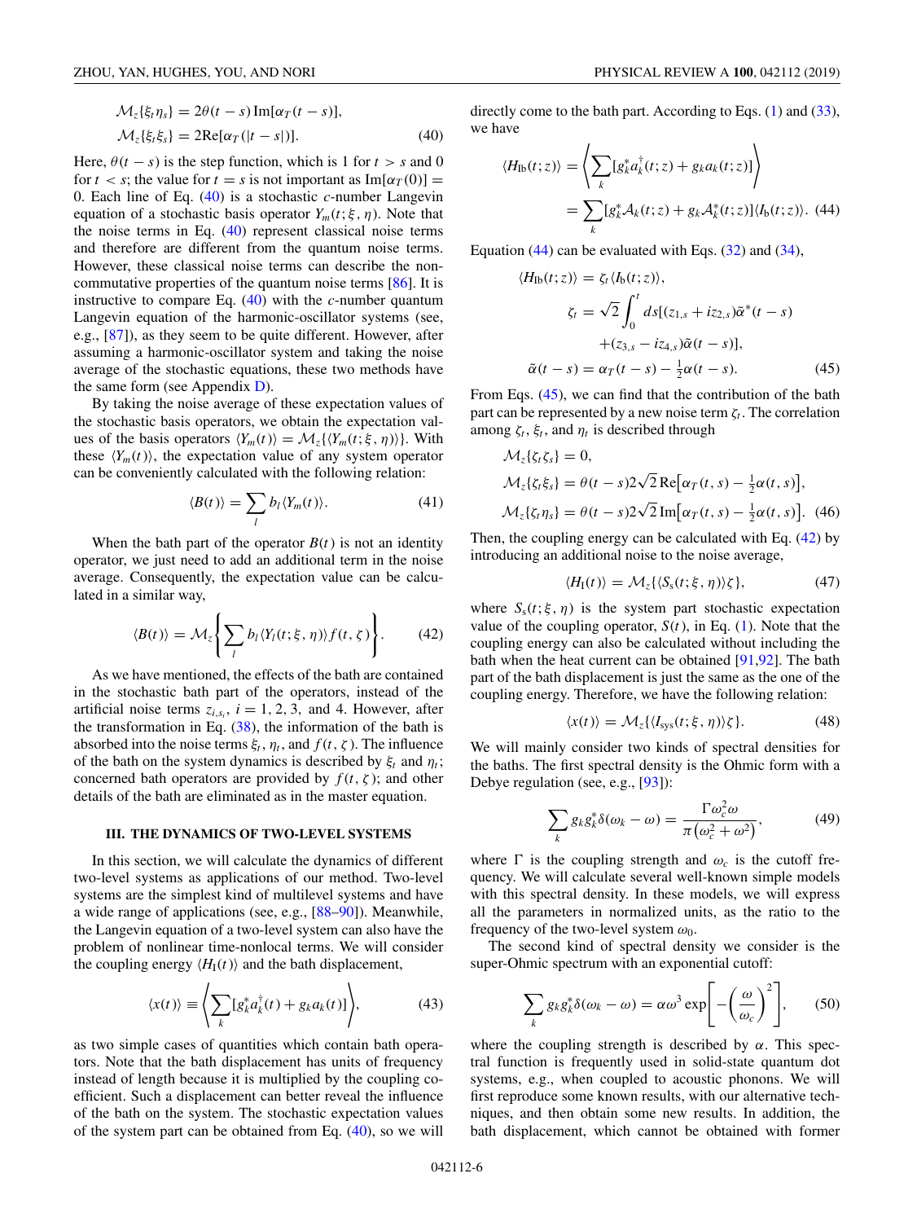$$
\mathcal{M}_z\{\xi_t\eta_s\} = 2\theta(t-s)\,\mathrm{Im}[\alpha_T(t-s)],
$$
$$
\mathcal{M}_z\{\xi_t\xi_s\} = 2\mathrm{Re}[\alpha_T(|t-s|)]. \tag{40}
$$

Here, $\theta(t-s)$ is the step function, which is 1 for $t > s$ and 0 for $t < s$; the value for $t = s$ is not important as $\mathrm{Im}[\alpha_T(0)] = 0$. Each line of Eq. (40) is a stochastic $c$-number Langevin equation of a stochastic basis operator $Y_m(t;\xi,\eta)$. Note that the noise terms in Eq. (40) represent classical noise terms and therefore are different from the quantum noise terms. However, these classical noise terms can describe the noncommutative properties of the quantum noise terms [86]. It is instructive to compare Eq. (40) with the $c$-number quantum Langevin equation of the harmonic-oscillator systems (see, e.g., [87]), as they seem to be quite different. However, after assuming a harmonic-oscillator system and taking the noise average of the stochastic equations, these two methods have the same form (see Appendix D).

By taking the noise average of these expectation values of the stochastic basis operators, we obtain the expectation values of the basis operators $\langle Y_m(t)\rangle = \mathcal{M}_z\{\langle Y_m(t;\xi,\eta)\rangle\}$. With these $\langle Y_m(t)\rangle$, the expectation value of any system operator can be conveniently calculated with the following relation:

$$
\langle B(t)\rangle = \sum_l b_l \langle Y_m(t)\rangle. \tag{41}
$$

When the bath part of the operator $B(t)$ is not an identity operator, we just need to add an additional term in the noise average. Consequently, the expectation value can be calculated in a similar way,

$$
\langle B(t)\rangle = \mathcal{M}_z\left\{\sum_l b_l \langle Y_l(t;\xi,\eta)\rangle f(t,\zeta)\right\}. \tag{42}
$$

As we have mentioned, the effects of the bath are contained in the stochastic bath part of the operators, instead of the artificial noise terms $z_{i,s_i}$, $i = 1, 2, 3$, and 4. However, after the transformation in Eq. (38), the information of the bath is absorbed into the noise terms $\xi_t$, $\eta_t$, and $f(t,\zeta)$. The influence of the bath on the system dynamics is described by $\xi_t$ and $\eta_t$; concerned bath operators are provided by $f(t,\zeta)$; and other details of the bath are eliminated as in the master equation.

## III. THE DYNAMICS OF TWO-LEVEL SYSTEMS

In this section, we will calculate the dynamics of different two-level systems as applications of our method. Two-level systems are the simplest kind of multilevel systems and have a wide range of applications (see, e.g., [88–90]). Meanwhile, the Langevin equation of a two-level system can also have the problem of nonlinear time-nonlocal terms. We will consider the coupling energy $\langle H_I(t)\rangle$ and the bath displacement,

$$
\langle x(t)\rangle \equiv \left\langle \sum_k [g_k^* a_k^\dagger(t) + g_k a_k(t)]\right\rangle, \tag{43}
$$

as two simple cases of quantities which contain bath operators. Note that the bath displacement has units of frequency instead of length because it is multiplied by the coupling coefficient. Such a displacement can better reveal the influence of the bath on the system. The stochastic expectation values of the system part can be obtained from Eq. (40), so we will directly come to the bath part. According to Eqs. (1) and (33), we have

$$
\begin{aligned}
\langle H_{\mathrm{Ib}}(t;z)\rangle &= \left\langle \sum_k [g_k^* a_k^\dagger(t;z) + g_k a_k(t;z)]\right\rangle \\
&= \sum_k [g_k^* \mathcal{A}_k(t;z) + g_k \mathcal{A}_k^*(t;z)]\langle I_{\mathrm{b}}(t;z)\rangle.
\end{aligned} \tag{44}
$$

Equation (44) can be evaluated with Eqs. (32) and (34),

$$
\begin{aligned}
\langle H_{\mathrm{Ib}}(t;z)\rangle &= \zeta_t \langle I_{\mathrm{b}}(t;z)\rangle, \\
\zeta_t &= \sqrt{2}\int_0^t ds[(z_{1,s} + iz_{2,s})\tilde{\alpha}^*(t-s) \\
&\quad + (z_{3,s} - iz_{4,s})\tilde{\alpha}(t-s)], \\
\tilde{\alpha}(t-s) &= \alpha_T(t-s) - \tfrac{1}{2}\alpha(t-s).
\end{aligned} \tag{45}
$$

From Eqs. (45), we can find that the contribution of the bath part can be represented by a new noise term $\zeta_t$. The correlation among $\zeta_t$, $\xi_t$, and $\eta_t$ is described through

$$
\begin{aligned}
&\mathcal{M}_z\{\zeta_t\zeta_s\} = 0, \\
&\mathcal{M}_z\{\zeta_t\xi_s\} = \theta(t-s)2\sqrt{2}\,\mathrm{Re}\big[\alpha_T(t,s) - \tfrac{1}{2}\alpha(t,s)\big], \\
&\mathcal{M}_z\{\zeta_t\eta_s\} = \theta(t-s)2\sqrt{2}\,\mathrm{Im}\big[\alpha_T(t,s) - \tfrac{1}{2}\alpha(t,s)\big].
\end{aligned} \tag{46}
$$

Then, the coupling energy can be calculated with Eq. (42) by introducing an additional noise to the noise average,

$$
\langle H_{\mathrm{I}}(t)\rangle = \mathcal{M}_z\{\langle S_{\mathrm{s}}(t;\xi,\eta)\rangle\zeta\}, \tag{47}
$$

where $S_{\mathrm{s}}(t;\xi,\eta)$ is the system part stochastic expectation value of the coupling operator, $S(t)$, in Eq. (1). Note that the coupling energy can also be calculated without including the bath when the heat current can be obtained [91,92]. The bath part of the bath displacement is just the same as the one of the coupling energy. Therefore, we have the following relation:

$$
\langle x(t)\rangle = \mathcal{M}_z\{\langle I_{\mathrm{sys}}(t;\xi,\eta)\rangle\zeta\}. \tag{48}
$$

We will mainly consider two kinds of spectral densities for the baths. The first spectral density is the Ohmic form with a Debye regulation (see, e.g., [93]):

$$
\sum_k g_k g_k^* \delta(\omega_k - \omega) = \frac{\Gamma\omega_c^2\omega}{\pi\left(\omega_c^2 + \omega^2\right)}, \tag{49}
$$

where $\Gamma$ is the coupling strength and $\omega_c$ is the cutoff frequency. We will calculate several well-known simple models with this spectral density. In these models, we will express all the parameters in normalized units, as the ratio to the frequency of the two-level system $\omega_0$.

The second kind of spectral density we consider is the super-Ohmic spectrum with an exponential cutoff:

$$
\sum_k g_k g_k^* \delta(\omega_k - \omega) = \alpha\omega^3 \exp\left[-\left(\frac{\omega}{\omega_c}\right)^2\right], \tag{50}
$$

where the coupling strength is described by $\alpha$. This spectral function is frequently used in solid-state quantum dot systems, e.g., when coupled to acoustic phonons. We will first reproduce some known results, with our alternative techniques, and then obtain some new results. In addition, the bath displacement, which cannot be obtained with former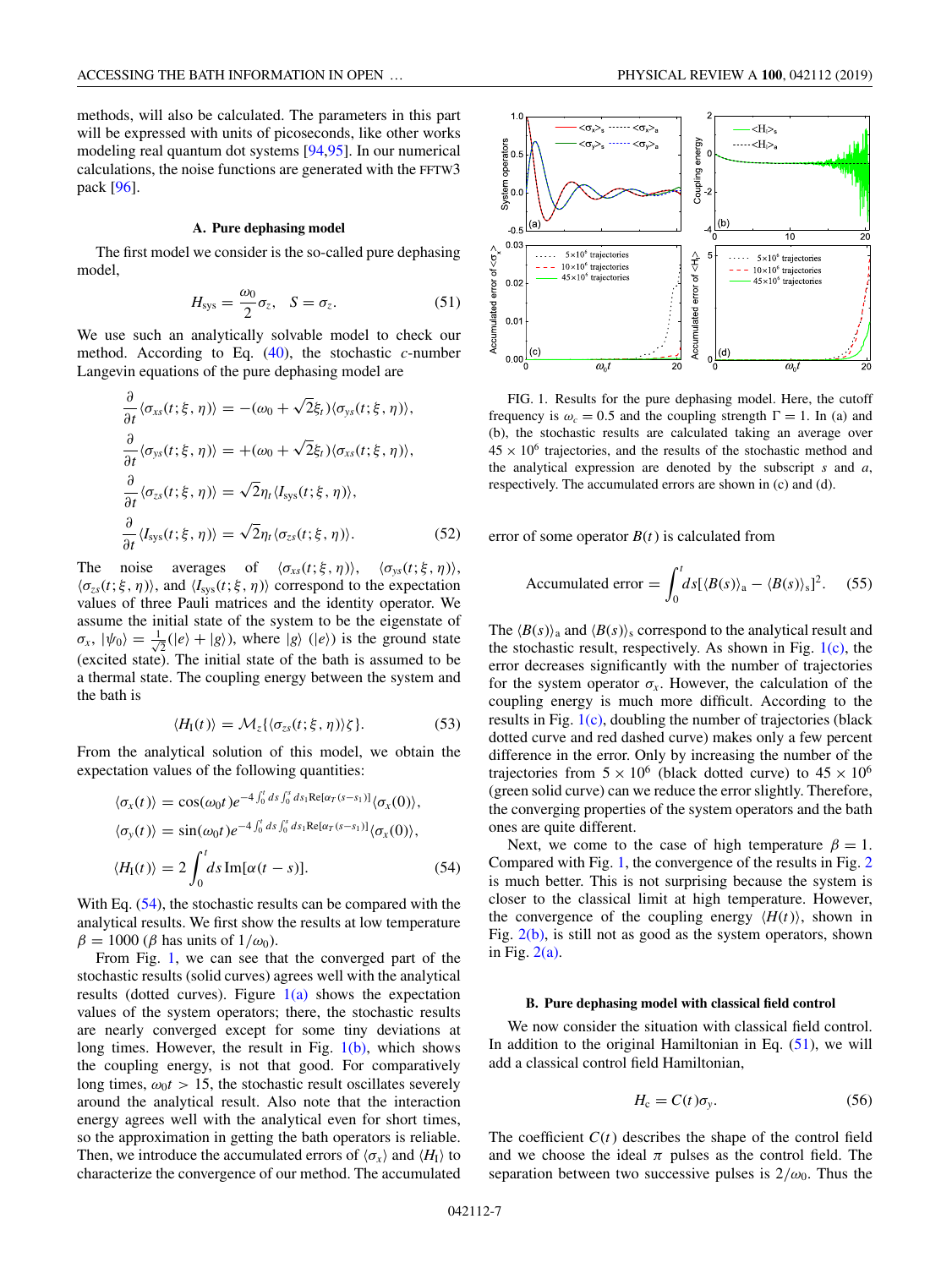methods, will also be calculated. The parameters in this part will be expressed with units of picoseconds, like other works modeling real quantum dot systems [94,95]. In our numerical calculations, the noise functions are generated with the FFTW3 pack [96].

### A. Pure dephasing model

The first model we consider is the so-called pure dephasing model,

$$H_{\rm sys} = \frac{\omega_0}{2}\sigma_z, \quad S = \sigma_z. \tag{51}$$

We use such an analytically solvable model to check our method. According to Eq. (40), the stochastic $c$-number Langevin equations of the pure dephasing model are

$$\begin{aligned}
\frac{\partial}{\partial t}\langle\sigma_{xs}(t;\xi,\eta)\rangle &= -(\omega_0+\sqrt{2}\xi_t)\langle\sigma_{ys}(t;\xi,\eta)\rangle,\\
\frac{\partial}{\partial t}\langle\sigma_{ys}(t;\xi,\eta)\rangle &= +(\omega_0+\sqrt{2}\xi_t)\langle\sigma_{xs}(t;\xi,\eta)\rangle,\\
\frac{\partial}{\partial t}\langle\sigma_{zs}(t;\xi,\eta)\rangle &= \sqrt{2}\eta_t\langle I_{\rm sys}(t;\xi,\eta)\rangle,\\
\frac{\partial}{\partial t}\langle I_{\rm sys}(t;\xi,\eta)\rangle &= \sqrt{2}\eta_t\langle\sigma_{zs}(t;\xi,\eta)\rangle.
\end{aligned} \tag{52}$$

The noise averages of $\langle\sigma_{xs}(t;\xi,\eta)\rangle$, $\langle\sigma_{ys}(t;\xi,\eta)\rangle$, $\langle\sigma_{zs}(t;\xi,\eta)\rangle$, and $\langle I_{\rm sys}(t;\xi,\eta)\rangle$ correspond to the expectation values of three Pauli matrices and the identity operator. We assume the initial state of the system to be the eigenstate of $\sigma_x$, $|\psi_0\rangle = \frac{1}{\sqrt{2}}(|e\rangle + |g\rangle)$, where $|g\rangle$ ($|e\rangle$) is the ground state (excited state). The initial state of the bath is assumed to be a thermal state. The coupling energy between the system and the bath is

$$\langle H_{\rm I}(t)\rangle = \mathcal{M}_\zeta\{\langle\sigma_{zs}(t;\xi,\eta)\rangle\zeta\}. \tag{53}$$

From the analytical solution of this model, we obtain the expectation values of the following quantities:

$$\begin{aligned}
\langle\sigma_x(t)\rangle &= \cos(\omega_0 t)e^{-4\int_0^t ds\int_0^s ds_1 {\rm Re}[\alpha_T(s-s_1)]}\langle\sigma_x(0)\rangle,\\
\langle\sigma_y(t)\rangle &= \sin(\omega_0 t)e^{-4\int_0^t ds\int_0^s ds_1 {\rm Re}[\alpha_T(s-s_1)]}\langle\sigma_x(0)\rangle,\\
\langle H_{\rm I}(t)\rangle &= 2\int_0^t ds\,{\rm Im}[\alpha(t-s)].
\end{aligned} \tag{54}$$

With Eq. (54), the stochastic results can be compared with the analytical results. We first show the results at low temperature $\beta = 1000$ ($\beta$ has units of $1/\omega_0$).

From Fig. 1, we can see that the converged part of the stochastic results (solid curves) agrees well with the analytical results (dotted curves). Figure 1(a) shows the expectation values of the system operators; there, the stochastic results are nearly converged except for some tiny deviations at long times. However, the result in Fig. 1(b), which shows the coupling energy, is not that good. For comparatively long times, $\omega_0 t > 15$, the stochastic result oscillates severely around the analytical result. Also note that the interaction energy agrees well with the analytical even for short times, so the approximation in getting the bath operators is reliable. Then, we introduce the accumulated errors of $\langle\sigma_x\rangle$ and $\langle H_{\rm I}\rangle$ to characterize the convergence of our method. The accumulated error of some operator $B(t)$ is calculated from

$$\text{Accumulated error} = \int_0^t ds[\langle B(s)\rangle_{\rm a} - \langle B(s)\rangle_{\rm s}]^2. \tag{55}$$

FIG. 1. Results for the pure dephasing model. Here, the cutoff frequency is $\omega_c = 0.5$ and the coupling strength $\Gamma = 1$. In (a) and (b), the stochastic results are calculated taking an average over $45\times 10^6$ trajectories, and the results of the stochastic method and the analytical expression are denoted by the subscript $s$ and $a$, respectively. The accumulated errors are shown in (c) and (d).

The $\langle B(s)\rangle_{\rm a}$ and $\langle B(s)\rangle_{\rm s}$ correspond to the analytical result and the stochastic result, respectively. As shown in Fig. 1(c), the error decreases significantly with the number of trajectories for the system operator $\sigma_x$. However, the calculation of the coupling energy is much more difficult. According to the results in Fig. 1(c), doubling the number of trajectories (black dotted curve and red dashed curve) makes only a few percent difference in the error. Only by increasing the number of the trajectories from $5\times 10^6$ (black dotted curve) to $45\times 10^6$ (green solid curve) can we reduce the error slightly. Therefore, the converging properties of the system operators and the bath ones are quite different.

Next, we come to the case of high temperature $\beta = 1$. Compared with Fig. 1, the convergence of the results in Fig. 2 is much better. This is not surprising because the system is closer to the classical limit at high temperature. However, the convergence of the coupling energy $\langle H(t)\rangle$, shown in Fig. 2(b), is still not as good as the system operators, shown in Fig. 2(a).

### B. Pure dephasing model with classical field control

We now consider the situation with classical field control. In addition to the original Hamiltonian in Eq. (51), we will add a classical control field Hamiltonian,

$$H_{\rm c} = C(t)\sigma_y. \tag{56}$$

The coefficient $C(t)$ describes the shape of the control field and we choose the ideal $\pi$ pulses as the control field. The separation between two successive pulses is $2/\omega_0$. Thus the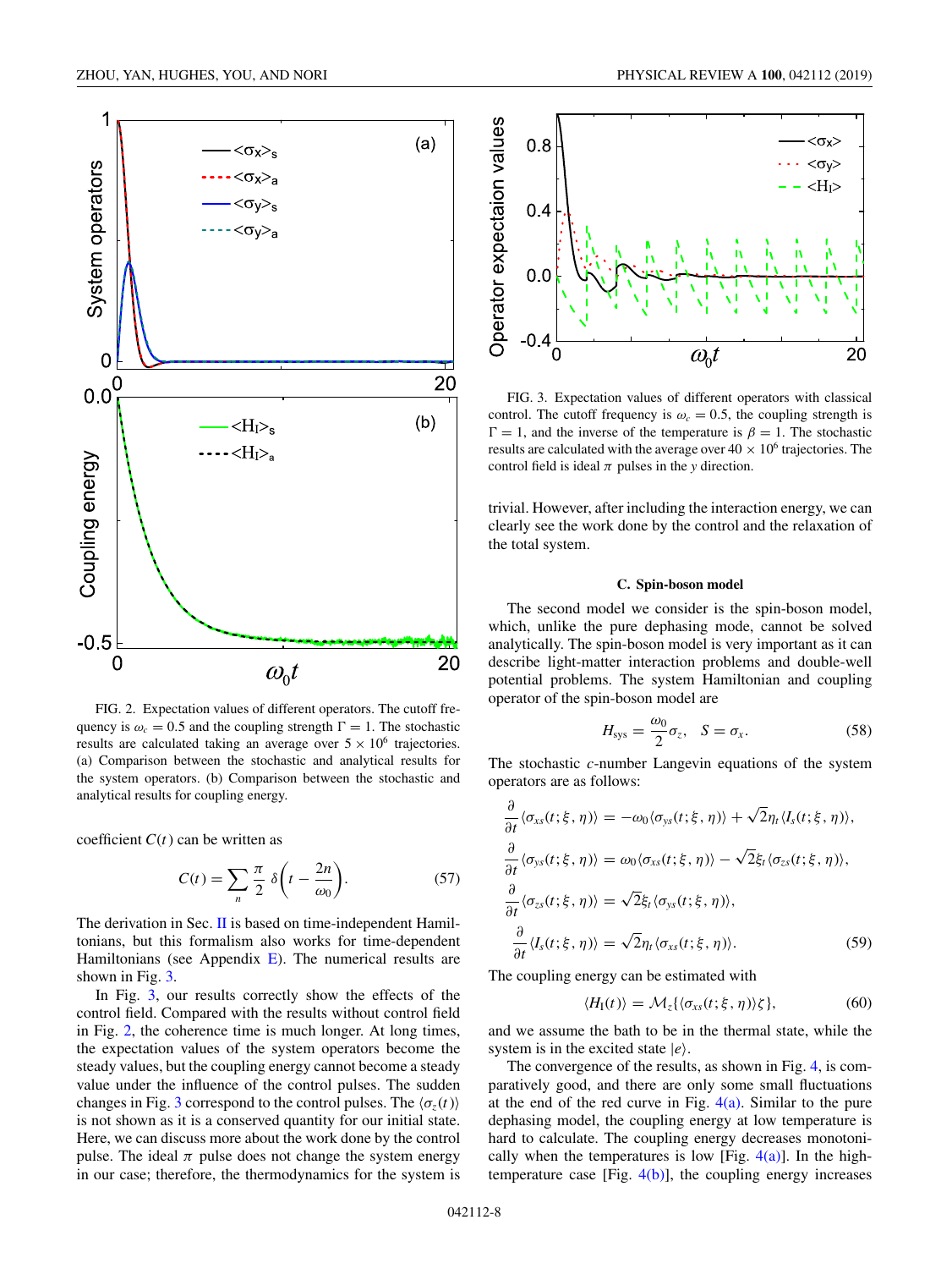FIG. 2. Expectation values of different operators. The cutoff frequency is $\omega_c = 0.5$ and the coupling strength $\Gamma = 1$. The stochastic results are calculated taking an average over $5 \times 10^6$ trajectories. (a) Comparison between the stochastic and analytical results for the system operators. (b) Comparison between the stochastic and analytical results for coupling energy.

coefficient $C(t)$ can be written as

$$C(t) = \sum_n \frac{\pi}{2}\, \delta\left(t - \frac{2n}{\omega_0}\right). \tag{57}$$

The derivation in Sec. II is based on time-independent Hamiltonians, but this formalism also works for time-dependent Hamiltonians (see Appendix E). The numerical results are shown in Fig. 3.

In Fig. 3, our results correctly show the effects of the control field. Compared with the results without control field in Fig. 2, the coherence time is much longer. At long times, the expectation values of the system operators become the steady values, but the coupling energy cannot become a steady value under the influence of the control pulses. The sudden changes in Fig. 3 correspond to the control pulses. The $\langle \sigma_z(t)\rangle$ is not shown as it is a conserved quantity for our initial state. Here, we can discuss more about the work done by the control pulse. The ideal $\pi$ pulse does not change the system energy in our case; therefore, the thermodynamics for the system is trivial. However, after including the interaction energy, we can clearly see the work done by the control and the relaxation of the total system.

FIG. 3. Expectation values of different operators with classical control. The cutoff frequency is $\omega_c = 0.5$, the coupling strength is $\Gamma = 1$, and the inverse of the temperature is $\beta = 1$. The stochastic results are calculated with the average over $40 \times 10^6$ trajectories. The control field is ideal $\pi$ pulses in the $y$ direction.

### C. Spin-boson model

The second model we consider is the spin-boson model, which, unlike the pure dephasing mode, cannot be solved analytically. The spin-boson model is very important as it can describe light-matter interaction problems and double-well potential problems. The system Hamiltonian and coupling operator of the spin-boson model are

$$H_{\rm sys} = \frac{\omega_0}{2}\sigma_z, \quad S = \sigma_x. \tag{58}$$

The stochastic $c$-number Langevin equations of the system operators are as follows:

$$\begin{aligned}
\frac{\partial}{\partial t}\langle \sigma_{xs}(t;\xi,\eta)\rangle &= -\omega_0\langle \sigma_{ys}(t;\xi,\eta)\rangle + \sqrt{2}\eta_t\langle I_s(t;\xi,\eta)\rangle,\\
\frac{\partial}{\partial t}\langle \sigma_{ys}(t;\xi,\eta)\rangle &= \omega_0\langle \sigma_{xs}(t;\xi,\eta)\rangle - \sqrt{2}\xi_t\langle \sigma_{zs}(t;\xi,\eta)\rangle,\\
\frac{\partial}{\partial t}\langle \sigma_{zs}(t;\xi,\eta)\rangle &= \sqrt{2}\xi_t\langle \sigma_{ys}(t;\xi,\eta)\rangle,\\
\frac{\partial}{\partial t}\langle I_s(t;\xi,\eta)\rangle &= \sqrt{2}\eta_t\langle \sigma_{xs}(t;\xi,\eta)\rangle.
\end{aligned} \tag{59}$$

The coupling energy can be estimated with

$$\langle H_{\rm I}(t)\rangle = \mathcal{M}_z\{\langle \sigma_{xs}(t;\xi,\eta)\rangle\zeta\}, \tag{60}$$

and we assume the bath to be in the thermal state, while the system is in the excited state $|e\rangle$.

The convergence of the results, as shown in Fig. 4, is comparatively good, and there are only some small fluctuations at the end of the red curve in Fig. 4(a). Similar to the pure dephasing model, the coupling energy at low temperature is hard to calculate. The coupling energy decreases monotonically when the temperatures is low [Fig. 4(a)]. In the high-temperature case [Fig. 4(b)], the coupling energy increases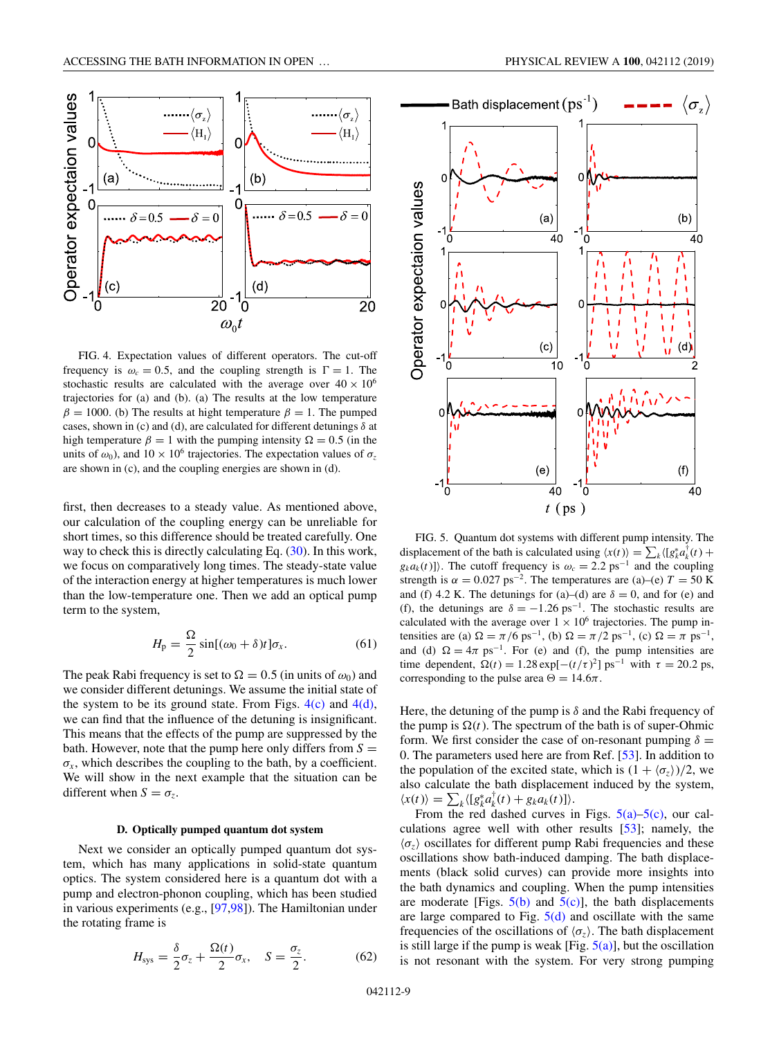FIG. 4. Expectation values of different operators. The cut-off frequency is $\omega_c = 0.5$, and the coupling strength is $\Gamma = 1$. The stochastic results are calculated with the average over $40 \times 10^6$ trajectories for (a) and (b). (a) The results at the low temperature $\beta = 1000$. (b) The results at high temperature $\beta = 1$. The pumped cases, shown in (c) and (d), are calculated for different detunings $\delta$ at high temperature $\beta = 1$ with the pumping intensity $\Omega = 0.5$ (in the units of $\omega_0$), and $10 \times 10^6$ trajectories. The expectation values of $\sigma_z$ are shown in (c), and the coupling energies are shown in (d).

first, then decreases to a steady value. As mentioned above, our calculation of the coupling energy can be unreliable for short times, so this difference should be treated carefully. One way to check this is directly calculating Eq. (30). In this work, we focus on comparatively long times. The steady-state value of the interaction energy at higher temperatures is much lower than the low-temperature one. Then we add an optical pump term to the system,

$$H_\text{p} = \frac{\Omega}{2}\sin[(\omega_0 + \delta)t]\sigma_x. \tag{61}$$

The peak Rabi frequency is set to $\Omega = 0.5$ (in units of $\omega_0$) and we consider different detunings. We assume the initial state of the system to be its ground state. From Figs. 4(c) and 4(d), we can find that the influence of the detuning is insignificant. This means that the effects of the pump are suppressed by the bath. However, note that the pump here only differs from $S = \sigma_x$, which describes the coupling to the bath, by a coefficient. We will show in the next example that the situation can be different when $S = \sigma_z$.

### D. Optically pumped quantum dot system

Next we consider an optically pumped quantum dot system, which has many applications in solid-state quantum optics. The system considered here is a quantum dot with a pump and electron-phonon coupling, which has been studied in various experiments (e.g., [97,98]). The Hamiltonian under the rotating frame is

$$H_\text{sys} = \frac{\delta}{2}\sigma_z + \frac{\Omega(t)}{2}\sigma_x, \quad S = \frac{\sigma_z}{2}. \tag{62}$$

FIG. 5. Quantum dot systems with different pump intensity. The displacement of the bath is calculated using $\langle x(t)\rangle = \sum_k \langle [g_k^* a_k^\dagger(t) + g_k a_k(t)]\rangle$. The cutoff frequency is $\omega_c = 2.2$ ps$^{-1}$ and the coupling strength is $\alpha = 0.027$ ps$^{-2}$. The temperatures are (a)–(e) $T = 50$ K and (f) 4.2 K. The detunings for (a)–(d) are $\delta = 0$, and for (e) and (f), the detunings are $\delta = -1.26$ ps$^{-1}$. The stochastic results are calculated with the average over $1 \times 10^6$ trajectories. The pump intensities are (a) $\Omega = \pi/6$ ps$^{-1}$, (b) $\Omega = \pi/2$ ps$^{-1}$, (c) $\Omega = \pi$ ps$^{-1}$, and (d) $\Omega = 4\pi$ ps$^{-1}$. For (e) and (f), the pump intensities are time dependent, $\Omega(t) = 1.28\exp[-(t/\tau)^2]$ ps$^{-1}$ with $\tau = 20.2$ ps, corresponding to the pulse area $\Theta = 14.6\pi$.

Here, the detuning of the pump is $\delta$ and the Rabi frequency of the pump is $\Omega(t)$. The spectrum of the bath is of super-Ohmic form. We first consider the case of on-resonant pumping $\delta = 0$. The parameters used here are from Ref. [53]. In addition to the population of the excited state, which is $(1 + \langle\sigma_z\rangle)/2$, we also calculate the bath displacement induced by the system, $\langle x(t)\rangle = \sum_k \langle [g_k^* a_k^\dagger(t) + g_k a_k(t)]\rangle$.

From the red dashed curves in Figs. 5(a)–5(c), our calculations agree well with other results [53]; namely, the $\langle\sigma_z\rangle$ oscillates for different pump Rabi frequencies and these oscillations show bath-induced damping. The bath displacements (black solid curves) can provide more insights into the bath dynamics and coupling. When the pump intensities are moderate [Figs. 5(b) and 5(c)], the bath displacements are large compared to Fig. 5(d) and oscillate with the same frequencies of the oscillations of $\langle\sigma_z\rangle$. The bath displacement is still large if the pump is weak [Fig. 5(a)], but the oscillation is not resonant with the system. For very strong pumping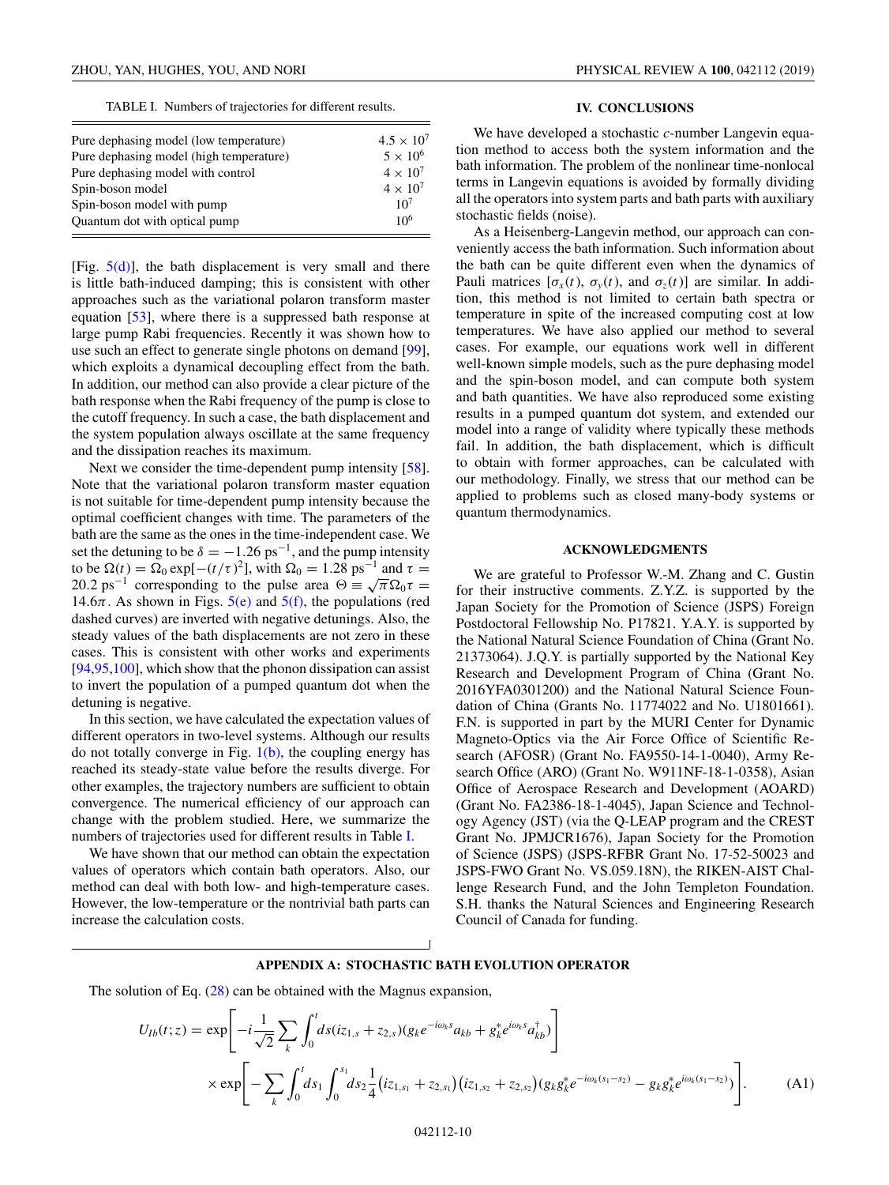TABLE I. Numbers of trajectories for different results.

| | |
|---|---|
| Pure dephasing model (low temperature) | $4.5 \times 10^7$ |
| Pure dephasing model (high temperature) | $5 \times 10^6$ |
| Pure dephasing model with control | $4 \times 10^7$ |
| Spin-boson model | $4 \times 10^7$ |
| Spin-boson model with pump | $10^7$ |
| Quantum dot with optical pump | $10^6$ |

[Fig. 5(d)], the bath displacement is very small and there is little bath-induced damping; this is consistent with other approaches such as the variational polaron transform master equation [53], where there is a suppressed bath response at large pump Rabi frequencies. Recently it was shown how to use such an effect to generate single photons on demand [99], which exploits a dynamical decoupling effect from the bath. In addition, our method can also provide a clear picture of the bath response when the Rabi frequency of the pump is close to the cutoff frequency. In such a case, the bath displacement and the system population always oscillate at the same frequency and the dissipation reaches its maximum.

Next we consider the time-dependent pump intensity [58]. Note that the variational polaron transform master equation is not suitable for time-dependent pump intensity because the optimal coefficient changes with time. The parameters of the bath are the same as the ones in the time-independent case. We set the detuning to be $\delta = -1.26$ ps$^{-1}$, and the pump intensity to be $\Omega(t) = \Omega_0 \exp[-(t/\tau)^2]$, with $\Omega_0 = 1.28$ ps$^{-1}$ and $\tau = 20.2$ ps$^{-1}$ corresponding to the pulse area $\Theta \equiv \sqrt{\pi}\Omega_0\tau = 14.6\pi$. As shown in Figs. 5(e) and 5(f), the populations (red dashed curves) are inverted with negative detunings. Also, the steady values of the bath displacements are not zero in these cases. This is consistent with other works and experiments [94,95,100], which show that the phonon dissipation can assist to invert the population of a pumped quantum dot when the detuning is negative.

In this section, we have calculated the expectation values of different operators in two-level systems. Although our results do not totally converge in Fig. 1(b), the coupling energy has reached its steady-state value before the results diverge. For other examples, the trajectory numbers are sufficient to obtain convergence. The numerical efficiency of our approach can change with the problem studied. Here, we summarize the numbers of trajectories used for different results in Table I.

We have shown that our method can obtain the expectation values of operators which contain bath operators. Also, our method can deal with both low- and high-temperature cases. However, the low-temperature or the nontrivial bath parts can increase the calculation costs.

## IV. CONCLUSIONS

We have developed a stochastic $c$-number Langevin equation method to access both the system information and the bath information. The problem of the nonlinear time-nonlocal terms in Langevin equations is avoided by formally dividing all the operators into system parts and bath parts with auxiliary stochastic fields (noise).

As a Heisenberg-Langevin method, our approach can conveniently access the bath information. Such information about the bath can be quite different even when the dynamics of Pauli matrices [$\sigma_x(t)$, $\sigma_y(t)$, and $\sigma_z(t)$] are similar. In addition, this method is not limited to certain bath spectra or temperature in spite of the increased computing cost at low temperatures. We have also applied our method to several cases. For example, our equations work well in different well-known simple models, such as the pure dephasing model and the spin-boson model, and can compute both system and bath quantities. We have also reproduced some existing results in a pumped quantum dot system, and extended our model into a range of validity where typically these methods fail. In addition, the bath displacement, which is difficult to obtain with former approaches, can be calculated with our methodology. Finally, we stress that our method can be applied to problems such as closed many-body systems or quantum thermodynamics.

## ACKNOWLEDGMENTS

We are grateful to Professor W.-M. Zhang and C. Gustin for their instructive comments. Z.Y.Z. is supported by the Japan Society for the Promotion of Science (JSPS) Foreign Postdoctoral Fellowship No. P17821. Y.A.Y. is supported by the National Natural Science Foundation of China (Grant No. 21373064). J.Q.Y. is partially supported by the National Key Research and Development Program of China (Grant No. 2016YFA0301200) and the National Natural Science Foundation of China (Grants No. 11774022 and No. U1801661). F.N. is supported in part by the MURI Center for Dynamic Magneto-Optics via the Air Force Office of Scientific Research (AFOSR) (Grant No. FA9550-14-1-0040), Army Research Office (ARO) (Grant No. W911NF-18-1-0358), Asian Office of Aerospace Research and Development (AOARD) (Grant No. FA2386-18-1-4045), Japan Science and Technology Agency (JST) (via the Q-LEAP program and the CREST Grant No. JPMJCR1676), Japan Society for the Promotion of Science (JSPS) (JSPS-RFBR Grant No. 17-52-50023 and JSPS-FWO Grant No. VS.059.18N), the RIKEN-AIST Challenge Research Fund, and the John Templeton Foundation. S.H. thanks the Natural Sciences and Engineering Research Council of Canada for funding.

## APPENDIX A: STOCHASTIC BATH EVOLUTION OPERATOR

The solution of Eq. (28) can be obtained with the Magnus expansion,

$$
\begin{aligned}
U_{Ib}(t;z) = {}& \exp\left[-i\frac{1}{\sqrt{2}}\sum_k \int_0^t ds (iz_{1,s} + z_{2,s})(g_k e^{-i\omega_k s} a_{kb} + g_k^* e^{i\omega_k s} a_{kb}^\dagger)\right] \\
& \times \exp\left[-\sum_k \int_0^t ds_1 \int_0^{s_1} ds_2 \frac{1}{4}(iz_{1,s_1} + z_{2,s_1})(iz_{1,s_2} + z_{2,s_2})(g_k g_k^* e^{-i\omega_k(s_1-s_2)} - g_k g_k^* e^{i\omega_k(s_1-s_2)})\right].
\end{aligned} \tag{A1}
$$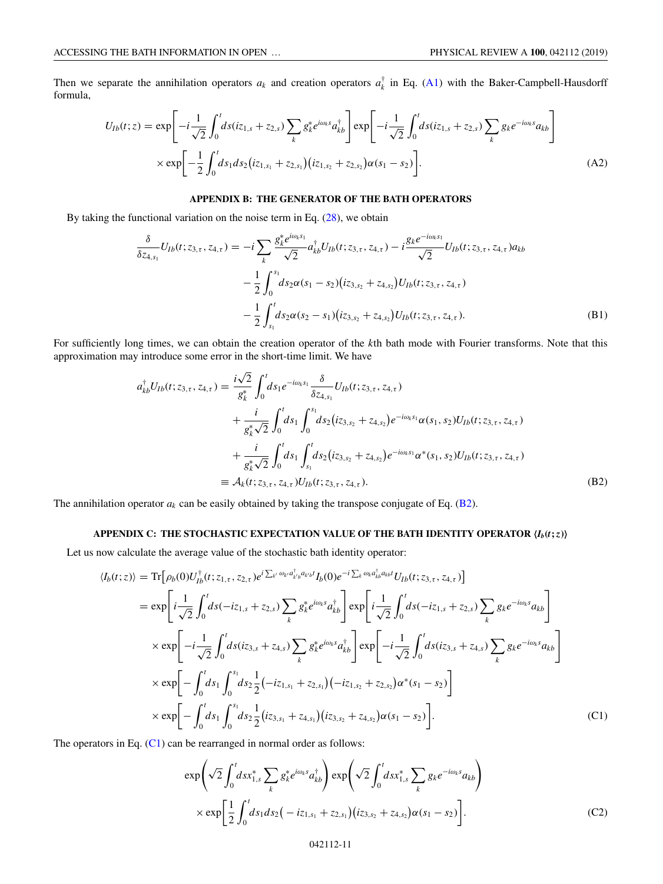Then we separate the annihilation operators $a_k$ and creation operators $a_k^\dagger$ in Eq. (A1) with the Baker-Campbell-Hausdorff formula,

$$
\begin{aligned}
U_{Ib}(t;z) = {} & \exp\left[-i\frac{1}{\sqrt{2}}\int_0^t ds(iz_{1,s}+z_{2,s})\sum_k g_k^* e^{i\omega_k s}a_{kb}^\dagger\right]\exp\left[-i\frac{1}{\sqrt{2}}\int_0^t ds(iz_{1,s}+z_{2,s})\sum_k g_k e^{-i\omega_k s}a_{kb}\right] \\
& \times \exp\left[-\frac{1}{2}\int_0^t ds_1 ds_2 \big(iz_{1,s_1}+z_{2,s_1}\big)\big(iz_{1,s_2}+z_{2,s_2}\big)\alpha(s_1-s_2)\right].
\end{aligned}
\tag{A2}
$$

## APPENDIX B: THE GENERATOR OF THE BATH OPERATORS

By taking the functional variation on the noise term in Eq. (28), we obtain

$$
\begin{aligned}
\frac{\delta}{\delta z_{4,s_1}}U_{Ib}(t;z_{3,\tau},z_{4,\tau}) = {} & -i\sum_k \frac{g_k^* e^{i\omega_k s_1}}{\sqrt{2}}a_{kb}^\dagger U_{Ib}(t;z_{3,\tau},z_{4,\tau}) - i\frac{g_k e^{-i\omega_k s_1}}{\sqrt{2}}U_{Ib}(t;z_{3,\tau},z_{4,\tau})a_{kb} \\
& -\frac{1}{2}\int_0^{s_1} ds_2 \alpha(s_1-s_2)\big(iz_{3,s_2}+z_{4,s_2}\big)U_{Ib}(t;z_{3,\tau},z_{4,\tau}) \\
& -\frac{1}{2}\int_{s_1}^{t} ds_2 \alpha(s_2-s_1)\big(iz_{3,s_2}+z_{4,s_2}\big)U_{Ib}(t;z_{3,\tau},z_{4,\tau}).
\end{aligned}
\tag{B1}
$$

For sufficiently long times, we can obtain the creation operator of the $k$th bath mode with Fourier transforms. Note that this approximation may introduce some error in the short-time limit. We have

$$
\begin{aligned}
a_{kb}^\dagger U_{Ib}(t;z_{3,\tau},z_{4,\tau}) = {} & \frac{i\sqrt{2}}{g_k^*}\int_0^t ds_1 e^{-i\omega_k s_1}\frac{\delta}{\delta z_{4,s_1}}U_{Ib}(t;z_{3,\tau},z_{4,\tau}) \\
& + \frac{i}{g_k^*\sqrt{2}}\int_0^t ds_1\int_0^{s_1} ds_2 \big(iz_{3,s_2}+z_{4,s_2}\big)e^{-i\omega_k s_1}\alpha(s_1,s_2)U_{Ib}(t;z_{3,\tau},z_{4,\tau}) \\
& + \frac{i}{g_k^*\sqrt{2}}\int_0^t ds_1\int_{s_1}^{t} ds_2 \big(iz_{3,s_2}+z_{4,s_2}\big)e^{-i\omega_k s_1}\alpha^*(s_1,s_2)U_{Ib}(t;z_{3,\tau},z_{4,\tau}) \\
\equiv {} & \mathcal{A}_k(t;z_{3,\tau},z_{4,\tau})U_{Ib}(t;z_{3,\tau},z_{4,\tau}).
\end{aligned}
\tag{B2}
$$

The annihilation operator $a_k$ can be easily obtained by taking the transpose conjugate of Eq. (B2).

## APPENDIX C: THE STOCHASTIC EXPECTATION VALUE OF THE BATH IDENTITY OPERATOR $\langle I_b(t;z)\rangle$

Let us now calculate the average value of the stochastic bath identity operator:

$$
\begin{aligned}
\langle I_b(t;z)\rangle = {} & \mathrm{Tr}\big[\rho_b(0)U_{Ib}^\dagger(t;z_{1,\tau},z_{2,\tau})e^{i\sum_{k'}\omega_{k'}a_{k'b}^\dagger a_{k'b}t}I_b(0)e^{-i\sum_k \omega_k a_{kb}^\dagger a_{kb}t}U_{Ib}(t;z_{3,\tau},z_{4,\tau})\big] \\
= {} & \exp\left[i\frac{1}{\sqrt{2}}\int_0^t ds(-iz_{1,s}+z_{2,s})\sum_k g_k^* e^{i\omega_k s}a_{kb}^\dagger\right]\exp\left[i\frac{1}{\sqrt{2}}\int_0^t ds(-iz_{1,s}+z_{2,s})\sum_k g_k e^{-i\omega_k s}a_{kb}\right] \\
& \times \exp\left[-i\frac{1}{\sqrt{2}}\int_0^t ds(iz_{3,s}+z_{4,s})\sum_k g_k^* e^{i\omega_k s}a_{kb}^\dagger\right]\exp\left[-i\frac{1}{\sqrt{2}}\int_0^t ds(iz_{3,s}+z_{4,s})\sum_k g_k e^{-i\omega_k s}a_{kb}\right] \\
& \times \exp\left[-\int_0^t ds_1\int_0^{s_1} ds_2 \frac{1}{2}\big(-iz_{1,s_1}+z_{2,s_1}\big)\big(-iz_{1,s_2}+z_{2,s_2}\big)\alpha^*(s_1-s_2)\right] \\
& \times \exp\left[-\int_0^t ds_1\int_0^{s_1} ds_2 \frac{1}{2}\big(iz_{3,s_1}+z_{4,s_1}\big)\big(iz_{3,s_2}+z_{4,s_2}\big)\alpha(s_1-s_2)\right].
\end{aligned}
\tag{C1}
$$

The operators in Eq. (C1) can be rearranged in normal order as follows:

$$
\begin{aligned}
& \exp\left(\sqrt{2}\int_0^t ds x_{1,s}^*\sum_k g_k^* e^{i\omega_k s}a_{kb}^\dagger\right)\exp\left(\sqrt{2}\int_0^t ds x_{1,s}^*\sum_k g_k e^{-i\omega_k s}a_{kb}\right) \\
& \times \exp\left[\frac{1}{2}\int_0^t ds_1 ds_2\big(-iz_{1,s_1}+z_{2,s_1}\big)\big(iz_{3,s_2}+z_{4,s_2}\big)\alpha(s_1-s_2)\right].
\end{aligned}
\tag{C2}
$$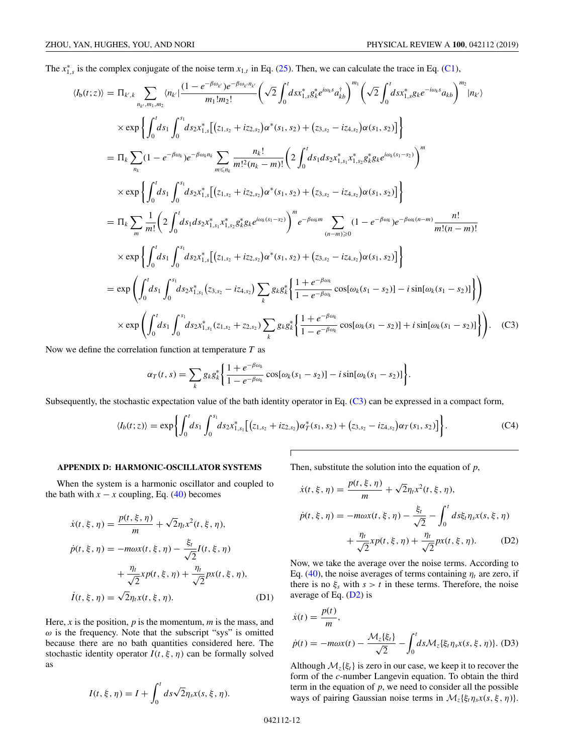The $x_{1,s}^*$ is the complex conjugate of the noise term $x_{1,t}$ in Eq. (25). Then, we can calculate the trace in Eq. (C1),

$$
\begin{aligned}
\langle I_{\rm b}(t;z)\rangle &= \Pi_{k',k}\sum_{n_{k'},m_1,m_2}\langle n_{k'}|\frac{(1-e^{-\beta\omega_{k'}})e^{-\beta\omega_{k'}n_{k'}}}{m_1!m_2!}\left(\sqrt{2}\int_0^t dsx_{1,s}^*g_k^*e^{i\omega_k s}a_{kb}^\dagger\right)^{m_1}\left(\sqrt{2}\int_0^t dsx_{1,s}^*g_k e^{-i\omega_k s}a_{kb}\right)^{m_2}|n_{k'}\rangle\\
&\quad\times\exp\left\{\int_0^t ds_1\int_0^{s_1}ds_2x_{1,s}^*\left[\left(z_{1,s_2}+iz_{2,s_2}\right)\alpha^*(s_1,s_2)+\left(z_{3,s_2}-iz_{4,s_2}\right)\alpha(s_1,s_2)\right]\right\}\\
&=\Pi_k\sum_{n_k}(1-e^{-\beta\omega_k})e^{-\beta\omega_k n_k}\sum_{m\leqslant n_k}\frac{n_k!}{m!^2(n_k-m)!}\left(2\int_0^t ds_1ds_2x_{1,s_1}^*x_{1,s_2}^*g_k^*g_k e^{i\omega_k(s_1-s_2)}\right)^m\\
&\quad\times\exp\left\{\int_0^t ds_1\int_0^{s_1}ds_2x_{1,s}^*\left[\left(z_{1,s_2}+iz_{2,s_2}\right)\alpha^*(s_1,s_2)+\left(z_{3,s_2}-iz_{4,s_2}\right)\alpha(s_1,s_2)\right]\right\}\\
&=\Pi_k\sum_m\frac{1}{m!}\left(2\int_0^t ds_1ds_2x_{1,s_1}^*x_{1,s_2}^*g_k^*g_k e^{i\omega_k(s_1-s_2)}\right)^m e^{-\beta\omega_k m}\sum_{(n-m)\geqslant 0}(1-e^{-\beta\omega_k})e^{-\beta\omega_k(n-m)}\frac{n!}{m!(n-m)!}\\
&\quad\times\exp\left\{\int_0^t ds_1\int_0^{s_1}ds_2x_{1,s}^*\left[\left(z_{1,s_2}+iz_{2,s_2}\right)\alpha^*(s_1,s_2)+\left(z_{3,s_2}-iz_{4,s_2}\right)\alpha(s_1,s_2)\right]\right\}\\
&=\exp\left(\int_0^t ds_1\int_0^{s_1}ds_2x_{1,s_1}^*\left(z_{3,s_2}-iz_{4,s_2}\right)\sum_k g_kg_k^*\left\{\frac{1+e^{-\beta\omega_k}}{1-e^{-\beta\omega_k}}\cos[\omega_k(s_1-s_2)]-i\sin[\omega_k(s_1-s_2)]\right\}\right)\\
&\quad\times\exp\left(\int_0^t ds_1\int_0^{s_1}ds_2x_{1,s_1}^*(z_{1,s_2}+z_{2,s_2})\sum_k g_kg_k^*\left\{\frac{1+e^{-\beta\omega_k}}{1-e^{-\beta\omega_k}}\cos[\omega_k(s_1-s_2)]+i\sin[\omega_k(s_1-s_2)]\right\}\right).
\end{aligned}\tag{C3}
$$

Now we define the correlation function at temperature $T$ as

$$
\alpha_T(t,s)=\sum_k g_kg_k^*\left\{\frac{1+e^{-\beta\omega_k}}{1-e^{-\beta\omega_k}}\cos[\omega_k(s_1-s_2)]-i\sin[\omega_k(s_1-s_2)]\right\}.
$$

Subsequently, the stochastic expectation value of the bath identity operator in Eq. (C3) can be expressed in a compact form,

$$
\langle I_b(t;z)\rangle=\exp\left\{\int_0^t ds_1\int_0^{s_1}ds_2x_{1,s_1}^*\left[\left(z_{1,s_2}+iz_{2,s_2}\right)\alpha_T^*(s_1,s_2)+\left(z_{3,s_2}-iz_{4,s_2}\right)\alpha_T(s_1,s_2)\right]\right\}.\tag{C4}
$$

## APPENDIX D: HARMONIC-OSCILLATOR SYSTEMS

When the system is a harmonic oscillator and coupled to the bath with $x-x$ coupling, Eq. (40) becomes

$$
\begin{aligned}
\dot{x}(t,\xi,\eta)&=\frac{p(t,\xi,\eta)}{m}+\sqrt{2}\eta_t x^2(t,\xi,\eta),\\
\dot{p}(t,\xi,\eta)&=-m\omega x(t,\xi,\eta)-\frac{\xi_t}{\sqrt{2}}I(t,\xi,\eta)\\
&\quad+\frac{\eta_t}{\sqrt{2}}xp(t,\xi,\eta)+\frac{\eta_t}{\sqrt{2}}px(t,\xi,\eta),\\
\dot{I}(t,\xi,\eta)&=\sqrt{2}\eta_t x(t,\xi,\eta).
\end{aligned}\tag{D1}
$$

Here, $x$ is the position, $p$ is the momentum, $m$ is the mass, and $\omega$ is the frequency. Note that the subscript "sys" is omitted because there are no bath quantities considered here. The stochastic identity operator $I(t,\xi,\eta)$ can be formally solved as

$$
I(t,\xi,\eta)=I+\int_0^t ds\sqrt{2}\eta_s x(s,\xi,\eta).
$$

Then, substitute the solution into the equation of $p$,

$$
\begin{aligned}
\dot{x}(t,\xi,\eta)&=\frac{p(t,\xi,\eta)}{m}+\sqrt{2}\eta_t x^2(t,\xi,\eta),\\
\dot{p}(t,\xi,\eta)&=-m\omega x(t,\xi,\eta)-\frac{\xi_t}{\sqrt{2}}-\int_0^t ds\xi_t\eta_s x(s,\xi,\eta)\\
&\quad+\frac{\eta_t}{\sqrt{2}}xp(t,\xi,\eta)+\frac{\eta_t}{\sqrt{2}}px(t,\xi,\eta).
\end{aligned}\tag{D2}
$$

Now, we take the average over the noise terms. According to Eq. (40), the noise averages of terms containing $\eta_t$ are zero, if there is no $\xi_s$ with $s>t$ in these terms. Therefore, the noise average of Eq. (D2) is

$$
\begin{aligned}
\dot{x}(t)&=\frac{p(t)}{m},\\
\dot{p}(t)&=-m\omega x(t)-\frac{\mathcal{M}_z\{\xi_t\}}{\sqrt{2}}-\int_0^t ds\mathcal{M}_z\{\xi_t\eta_s x(s,\xi,\eta)\}.
\end{aligned}\tag{D3}
$$

Although $\mathcal{M}_z\{\xi_t\}$ is zero in our case, we keep it to recover the form of the $c$-number Langevin equation. To obtain the third term in the equation of $p$, we need to consider all the possible ways of pairing Gaussian noise terms in $\mathcal{M}_z\{\xi_t\eta_s x(s,\xi,\eta)\}$.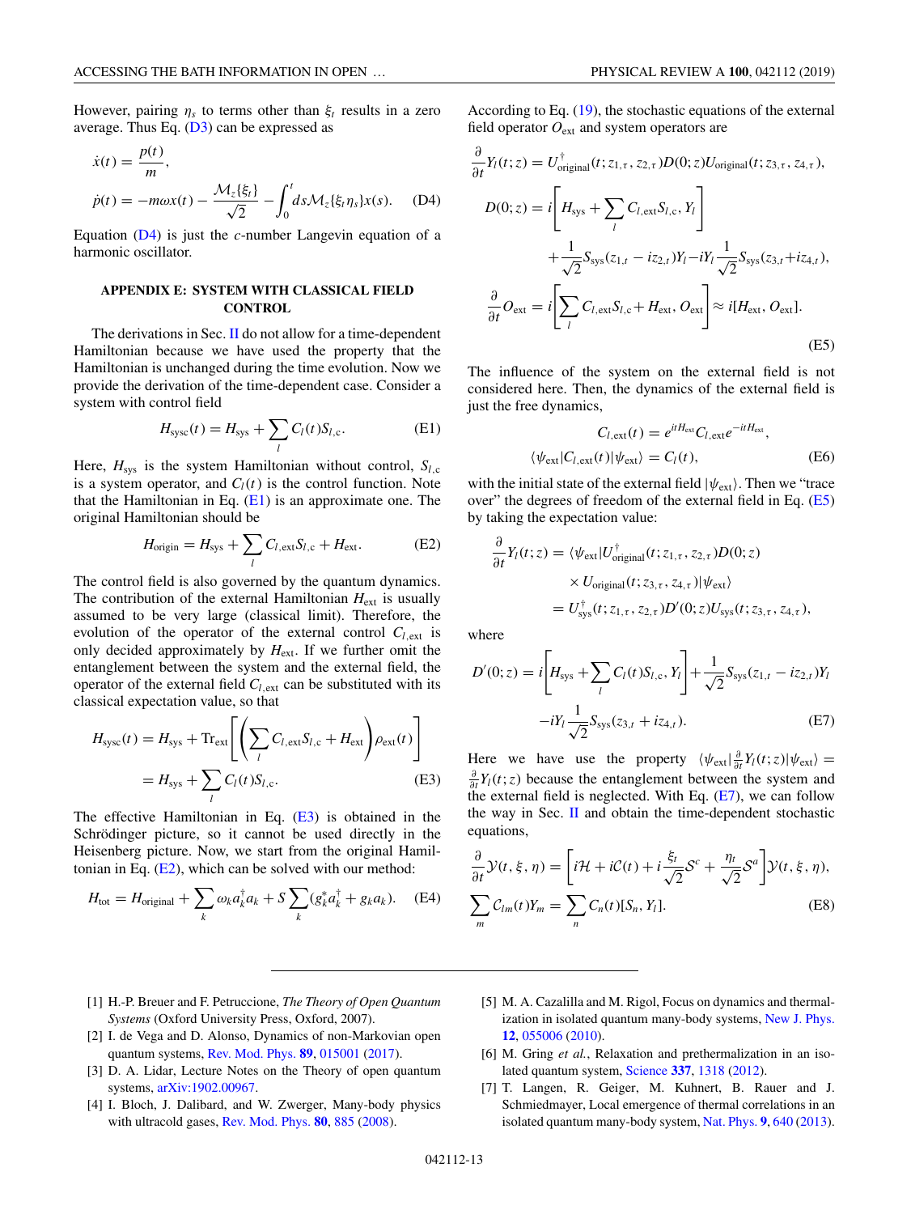However, pairing $\eta_s$ to terms other than $\xi_t$ results in a zero average. Thus Eq. (D3) can be expressed as

$$\dot{x}(t) = \frac{p(t)}{m},$$
$$\dot{p}(t) = -m\omega x(t) - \frac{\mathcal{M}_z\{\xi_t\}}{\sqrt{2}} - \int_0^t ds \mathcal{M}_z\{\xi_t \eta_s\} x(s). \quad \text{(D4)}$$

Equation (D4) is just the $c$-number Langevin equation of a harmonic oscillator.

## APPENDIX E: SYSTEM WITH CLASSICAL FIELD CONTROL

The derivations in Sec. II do not allow for a time-dependent Hamiltonian because we have used the property that the Hamiltonian is unchanged during the time evolution. Now we provide the derivation of the time-dependent case. Consider a system with control field

$$H_{\rm sysc}(t) = H_{\rm sys} + \sum_l C_l(t) S_{l,\rm c}. \quad \text{(E1)}$$

Here, $H_{\rm sys}$ is the system Hamiltonian without control, $S_{l,\rm c}$ is a system operator, and $C_l(t)$ is the control function. Note that the Hamiltonian in Eq. (E1) is an approximate one. The original Hamiltonian should be

$$H_{\rm origin} = H_{\rm sys} + \sum_l C_{l,\rm ext} S_{l,\rm c} + H_{\rm ext}. \quad \text{(E2)}$$

The control field is also governed by the quantum dynamics. The contribution of the external Hamiltonian $H_{\rm ext}$ is usually assumed to be very large (classical limit). Therefore, the evolution of the operator of the external control $C_{l,\rm ext}$ is only decided approximately by $H_{\rm ext}$. If we further omit the entanglement between the system and the external field, the operator of the external field $C_{l,\rm ext}$ can be substituted with its classical expectation value, so that

$$H_{\rm sysc}(t) = H_{\rm sys} + {\rm Tr}_{\rm ext}\left[\left(\sum_l C_{l,\rm ext} S_{l,\rm c} + H_{\rm ext}\right)\rho_{\rm ext}(t)\right]$$
$$= H_{\rm sys} + \sum_l C_l(t) S_{l,\rm c}. \quad \text{(E3)}$$

The effective Hamiltonian in Eq. (E3) is obtained in the Schrödinger picture, so it cannot be used directly in the Heisenberg picture. Now, we start from the original Hamiltonian in Eq. (E2), which can be solved with our method:

$$H_{\rm tot} = H_{\rm original} + \sum_k \omega_k a_k^\dagger a_k + S \sum_k (g_k^* a_k^\dagger + g_k a_k). \quad \text{(E4)}$$

According to Eq. (19), the stochastic equations of the external field operator $O_{\rm ext}$ and system operators are

$$\frac{\partial}{\partial t} Y_l(t;z) = U_{\rm original}^\dagger(t; z_{1,\tau}, z_{2,\tau}) D(0;z) U_{\rm original}(t; z_{3,\tau}, z_{4,\tau}),$$
$$D(0;z) = i\left[H_{\rm sys} + \sum_l C_{l,\rm ext} S_{l,\rm c}, Y_l\right] + \frac{1}{\sqrt{2}} S_{\rm sys}(z_{1,t} - i z_{2,t}) Y_l - i Y_l \frac{1}{\sqrt{2}} S_{\rm sys}(z_{3,t} + i z_{4,t}),$$
$$\frac{\partial}{\partial t} O_{\rm ext} = i\left[\sum_l C_{l,\rm ext} S_{l,\rm c} + H_{\rm ext}, O_{\rm ext}\right] \approx i[H_{\rm ext}, O_{\rm ext}]. \quad \text{(E5)}$$

The influence of the system on the external field is not considered here. Then, the dynamics of the external field is just the free dynamics,

$$C_{l,\rm ext}(t) = e^{itH_{\rm ext}} C_{l,\rm ext} e^{-itH_{\rm ext}},$$
$$\langle \psi_{\rm ext} | C_{l,\rm ext}(t) | \psi_{\rm ext} \rangle = C_l(t), \quad \text{(E6)}$$

with the initial state of the external field $|\psi_{\rm ext}\rangle$. Then we "trace over" the degrees of freedom of the external field in Eq. (E5) by taking the expectation value:

$$\frac{\partial}{\partial t} Y_l(t;z) = \langle \psi_{\rm ext} | U_{\rm original}^\dagger(t; z_{1,\tau}, z_{2,\tau}) D(0;z) \times U_{\rm original}(t; z_{3,\tau}, z_{4,\tau}) | \psi_{\rm ext} \rangle$$
$$= U_{\rm sys}^\dagger(t; z_{1,\tau}, z_{2,\tau}) D'(0;z) U_{\rm sys}(t; z_{3,\tau}, z_{4,\tau}),$$

where

$$D'(0;z) = i\left[H_{\rm sys} + \sum_l C_l(t) S_{l,\rm c}, Y_l\right] + \frac{1}{\sqrt{2}} S_{\rm sys}(z_{1,t} - i z_{2,t}) Y_l - i Y_l \frac{1}{\sqrt{2}} S_{\rm sys}(z_{3,t} + i z_{4,t}). \quad \text{(E7)}$$

Here we have use the property $\langle \psi_{\rm ext} | \frac{\partial}{\partial t} Y_l(t;z) | \psi_{\rm ext} \rangle = \frac{\partial}{\partial t} Y_l(t;z)$ because the entanglement between the system and the external field is neglected. With Eq. (E7), we can follow the way in Sec. II and obtain the time-dependent stochastic equations,

$$\frac{\partial}{\partial t} \mathcal{Y}(t, \xi, \eta) = \left[i\mathcal{H} + i\mathcal{C}(t) + i\frac{\xi_t}{\sqrt{2}} \mathcal{S}^c + \frac{\eta_t}{\sqrt{2}} \mathcal{S}^a\right] \mathcal{Y}(t, \xi, \eta),$$
$$\sum_m \mathcal{C}_{lm}(t) Y_m = \sum_n C_n(t) [S_n, Y_l]. \quad \text{(E8)}$$

---

[1] H.-P. Breuer and F. Petruccione, *The Theory of Open Quantum Systems* (Oxford University Press, Oxford, 2007).

[2] I. de Vega and D. Alonso, Dynamics of non-Markovian open quantum systems, Rev. Mod. Phys. **89**, 015001 (2017).

[3] D. A. Lidar, Lecture Notes on the Theory of open quantum systems, arXiv:1902.00967.

[4] I. Bloch, J. Dalibard, and W. Zwerger, Many-body physics with ultracold gases, Rev. Mod. Phys. **80**, 885 (2008).

[5] M. A. Cazalilla and M. Rigol, Focus on dynamics and thermalization in isolated quantum many-body systems, New J. Phys. **12**, 055006 (2010).

[6] M. Gring *et al.*, Relaxation and prethermalization in an isolated quantum system, Science **337**, 1318 (2012).

[7] T. Langen, R. Geiger, M. Kuhnert, B. Rauer and J. Schmiedmayer, Local emergence of thermal correlations in an isolated quantum many-body system, Nat. Phys. **9**, 640 (2013).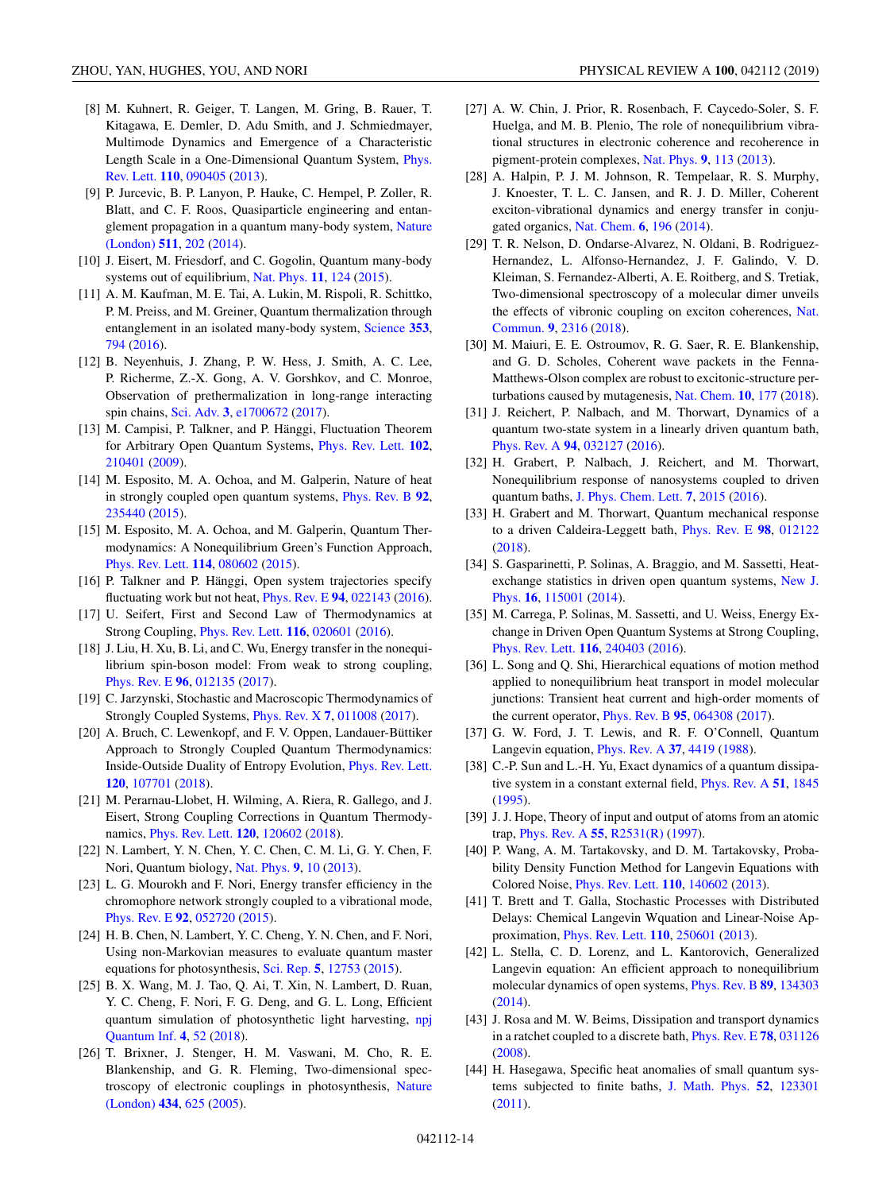[8] M. Kuhnert, R. Geiger, T. Langen, M. Gring, B. Rauer, T. Kitagawa, E. Demler, D. Adu Smith, and J. Schmiedmayer, Multimode Dynamics and Emergence of a Characteristic Length Scale in a One-Dimensional Quantum System, Phys. Rev. Lett. **110**, 090405 (2013).

[9] P. Jurcevic, B. P. Lanyon, P. Hauke, C. Hempel, P. Zoller, R. Blatt, and C. F. Roos, Quasiparticle engineering and entanglement propagation in a quantum many-body system, Nature (London) **511**, 202 (2014).

[10] J. Eisert, M. Friesdorf, and C. Gogolin, Quantum many-body systems out of equilibrium, Nat. Phys. **11**, 124 (2015).

[11] A. M. Kaufman, M. E. Tai, A. Lukin, M. Rispoli, R. Schittko, P. M. Preiss, and M. Greiner, Quantum thermalization through entanglement in an isolated many-body system, Science **353**, 794 (2016).

[12] B. Neyenhuis, J. Zhang, P. W. Hess, J. Smith, A. C. Lee, P. Richerme, Z.-X. Gong, A. V. Gorshkov, and C. Monroe, Observation of prethermalization in long-range interacting spin chains, Sci. Adv. **3**, e1700672 (2017).

[13] M. Campisi, P. Talkner, and P. Hänggi, Fluctuation Theorem for Arbitrary Open Quantum Systems, Phys. Rev. Lett. **102**, 210401 (2009).

[14] M. Esposito, M. A. Ochoa, and M. Galperin, Nature of heat in strongly coupled open quantum systems, Phys. Rev. B **92**, 235440 (2015).

[15] M. Esposito, M. A. Ochoa, and M. Galperin, Quantum Thermodynamics: A Nonequilibrium Green's Function Approach, Phys. Rev. Lett. **114**, 080602 (2015).

[16] P. Talkner and P. Hänggi, Open system trajectories specify fluctuating work but not heat, Phys. Rev. E **94**, 022143 (2016).

[17] U. Seifert, First and Second Law of Thermodynamics at Strong Coupling, Phys. Rev. Lett. **116**, 020601 (2016).

[18] J. Liu, H. Xu, B. Li, and C. Wu, Energy transfer in the nonequilibrium spin-boson model: From weak to strong coupling, Phys. Rev. E **96**, 012135 (2017).

[19] C. Jarzynski, Stochastic and Macroscopic Thermodynamics of Strongly Coupled Systems, Phys. Rev. X **7**, 011008 (2017).

[20] A. Bruch, C. Lewenkopf, and F. V. Oppen, Landauer-Büttiker Approach to Strongly Coupled Quantum Thermodynamics: Inside-Outside Duality of Entropy Evolution, Phys. Rev. Lett. **120**, 107701 (2018).

[21] M. Perarnau-Llobet, H. Wilming, A. Riera, R. Gallego, and J. Eisert, Strong Coupling Corrections in Quantum Thermodynamics, Phys. Rev. Lett. **120**, 120602 (2018).

[22] N. Lambert, Y. N. Chen, Y. C. Chen, C. M. Li, G. Y. Chen, F. Nori, Quantum biology, Nat. Phys. **9**, 10 (2013).

[23] L. G. Mourokh and F. Nori, Energy transfer efficiency in the chromophore network strongly coupled to a vibrational mode, Phys. Rev. E **92**, 052720 (2015).

[24] H. B. Chen, N. Lambert, Y. C. Cheng, Y. N. Chen, and F. Nori, Using non-Markovian measures to evaluate quantum master equations for photosynthesis, Sci. Rep. **5**, 12753 (2015).

[25] B. X. Wang, M. J. Tao, Q. Ai, T. Xin, N. Lambert, D. Ruan, Y. C. Cheng, F. Nori, F. G. Deng, and G. L. Long, Efficient quantum simulation of photosynthetic light harvesting, npj Quantum Inf. **4**, 52 (2018).

[26] T. Brixner, J. Stenger, H. M. Vaswani, M. Cho, R. E. Blankenship, and G. R. Fleming, Two-dimensional spectroscopy of electronic couplings in photosynthesis, Nature (London) **434**, 625 (2005).

[27] A. W. Chin, J. Prior, R. Rosenbach, F. Caycedo-Soler, S. F. Huelga, and M. B. Plenio, The role of nonequilibrium vibrational structures in electronic coherence and recoherence in pigment-protein complexes, Nat. Phys. **9**, 113 (2013).

[28] A. Halpin, P. J. M. Johnson, R. Tempelaar, R. S. Murphy, J. Knoester, T. L. C. Jansen, and R. J. D. Miller, Coherent exciton-vibrational dynamics and energy transfer in conjugated organics, Nat. Chem. **6**, 196 (2014).

[29] T. R. Nelson, D. Ondarse-Alvarez, N. Oldani, B. Rodriguez-Hernandez, L. Alfonso-Hernandez, J. F. Galindo, V. D. Kleiman, S. Fernandez-Alberti, A. E. Roitberg, and S. Tretiak, Two-dimensional spectroscopy of a molecular dimer unveils the effects of vibronic coupling on exciton coherences, Nat. Commun. **9**, 2316 (2018).

[30] M. Maiuri, E. E. Ostroumov, R. G. Saer, R. E. Blankenship, and G. D. Scholes, Coherent wave packets in the Fenna-Matthews-Olson complex are robust to excitonic-structure perturbations caused by mutagenesis, Nat. Chem. **10**, 177 (2018).

[31] J. Reichert, P. Nalbach, and M. Thorwart, Dynamics of a quantum two-state system in a linearly driven quantum bath, Phys. Rev. A **94**, 032127 (2016).

[32] H. Grabert, P. Nalbach, J. Reichert, and M. Thorwart, Nonequilibrium response of nanosystems coupled to driven quantum baths, J. Phys. Chem. Lett. **7**, 2015 (2016).

[33] H. Grabert and M. Thorwart, Quantum mechanical response to a driven Caldeira-Leggett bath, Phys. Rev. E **98**, 012122 (2018).

[34] S. Gasparinetti, P. Solinas, A. Braggio, and M. Sassetti, Heat-exchange statistics in driven open quantum systems, New J. Phys. **16**, 115001 (2014).

[35] M. Carrega, P. Solinas, M. Sassetti, and U. Weiss, Energy Exchange in Driven Open Quantum Systems at Strong Coupling, Phys. Rev. Lett. **116**, 240403 (2016).

[36] L. Song and Q. Shi, Hierarchical equations of motion method applied to nonequilibrium heat transport in model molecular junctions: Transient heat current and high-order moments of the current operator, Phys. Rev. B **95**, 064308 (2017).

[37] G. W. Ford, J. T. Lewis, and R. F. O'Connell, Quantum Langevin equation, Phys. Rev. A **37**, 4419 (1988).

[38] C.-P. Sun and L.-H. Yu, Exact dynamics of a quantum dissipative system in a constant external field, Phys. Rev. A **51**, 1845 (1995).

[39] J. J. Hope, Theory of input and output of atoms from an atomic trap, Phys. Rev. A **55**, R2531(R) (1997).

[40] P. Wang, A. M. Tartakovsky, and D. M. Tartakovsky, Probability Density Function Method for Langevin Equations with Colored Noise, Phys. Rev. Lett. **110**, 140602 (2013).

[41] T. Brett and T. Galla, Stochastic Processes with Distributed Delays: Chemical Langevin Wquation and Linear-Noise Approximation, Phys. Rev. Lett. **110**, 250601 (2013).

[42] L. Stella, C. D. Lorenz, and L. Kantorovich, Generalized Langevin equation: An efficient approach to nonequilibrium molecular dynamics of open systems, Phys. Rev. B **89**, 134303 (2014).

[43] J. Rosa and M. W. Beims, Dissipation and transport dynamics in a ratchet coupled to a discrete bath, Phys. Rev. E **78**, 031126 (2008).

[44] H. Hasegawa, Specific heat anomalies of small quantum systems subjected to finite baths, J. Math. Phys. **52**, 123301 (2011).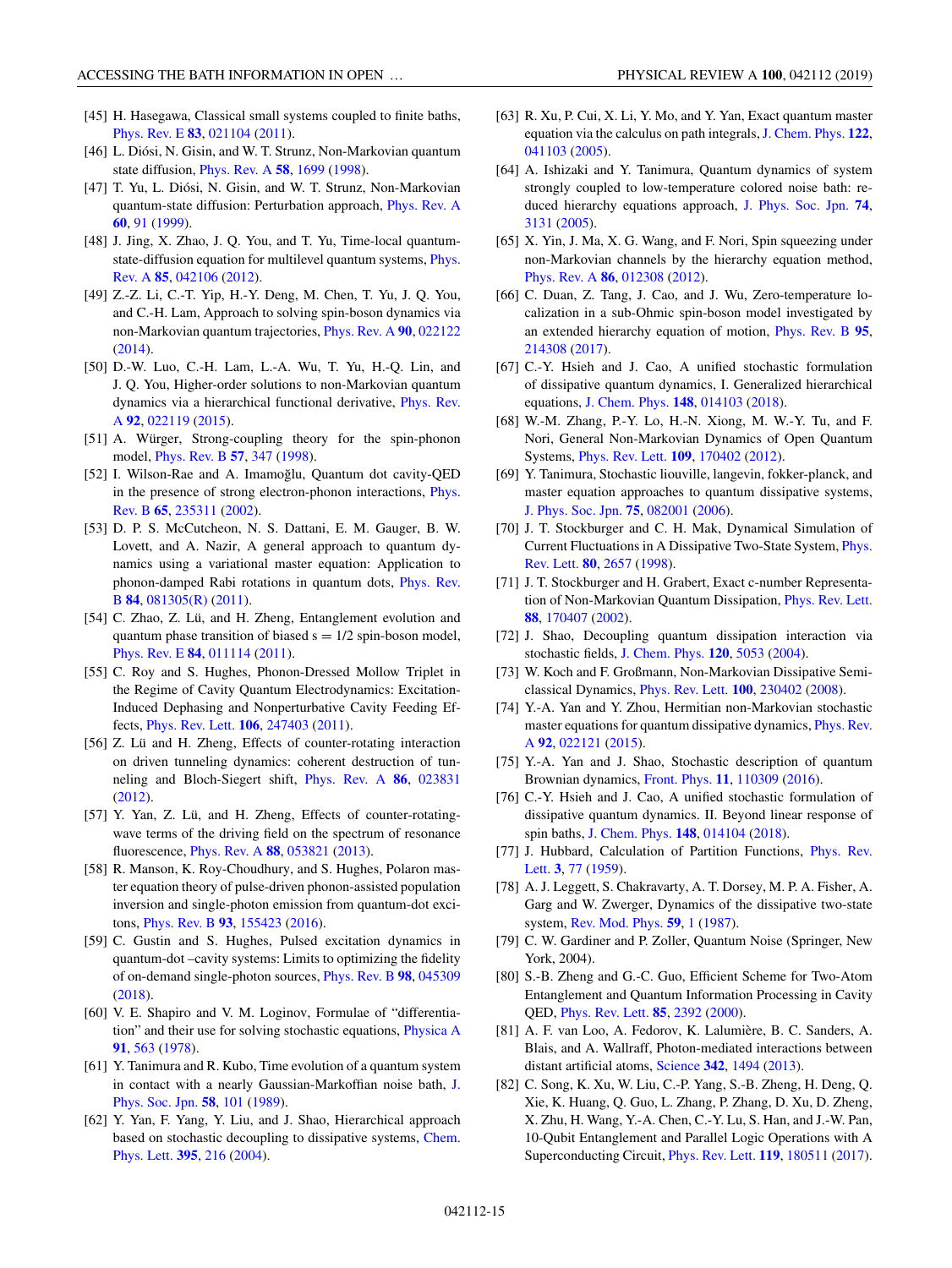[45] H. Hasegawa, Classical small systems coupled to finite baths, Phys. Rev. E **83**, 021104 (2011).

[46] L. Diósi, N. Gisin, and W. T. Strunz, Non-Markovian quantum state diffusion, Phys. Rev. A **58**, 1699 (1998).

[47] T. Yu, L. Diósi, N. Gisin, and W. T. Strunz, Non-Markovian quantum-state diffusion: Perturbation approach, Phys. Rev. A **60**, 91 (1999).

[48] J. Jing, X. Zhao, J. Q. You, and T. Yu, Time-local quantum-state-diffusion equation for multilevel quantum systems, Phys. Rev. A **85**, 042106 (2012).

[49] Z.-Z. Li, C.-T. Yip, H.-Y. Deng, M. Chen, T. Yu, J. Q. You, and C.-H. Lam, Approach to solving spin-boson dynamics via non-Markovian quantum trajectories, Phys. Rev. A **90**, 022122 (2014).

[50] D.-W. Luo, C.-H. Lam, L.-A. Wu, T. Yu, H.-Q. Lin, and J. Q. You, Higher-order solutions to non-Markovian quantum dynamics via a hierarchical functional derivative, Phys. Rev. A **92**, 022119 (2015).

[51] A. Würger, Strong-coupling theory for the spin-phonon model, Phys. Rev. B **57**, 347 (1998).

[52] I. Wilson-Rae and A. Imamoğlu, Quantum dot cavity-QED in the presence of strong electron-phonon interactions, Phys. Rev. B **65**, 235311 (2002).

[53] D. P. S. McCutcheon, N. S. Dattani, E. M. Gauger, B. W. Lovett, and A. Nazir, A general approach to quantum dynamics using a variational master equation: Application to phonon-damped Rabi rotations in quantum dots, Phys. Rev. B **84**, 081305(R) (2011).

[54] C. Zhao, Z. Lü, and H. Zheng, Entanglement evolution and quantum phase transition of biased s = 1/2 spin-boson model, Phys. Rev. E **84**, 011114 (2011).

[55] C. Roy and S. Hughes, Phonon-Dressed Mollow Triplet in the Regime of Cavity Quantum Electrodynamics: Excitation-Induced Dephasing and Nonperturbative Cavity Feeding Effects, Phys. Rev. Lett. **106**, 247403 (2011).

[56] Z. Lü and H. Zheng, Effects of counter-rotating interaction on driven tunneling dynamics: coherent destruction of tunneling and Bloch-Siegert shift, Phys. Rev. A **86**, 023831 (2012).

[57] Y. Yan, Z. Lü, and H. Zheng, Effects of counter-rotating-wave terms of the driving field on the spectrum of resonance fluorescence, Phys. Rev. A **88**, 053821 (2013).

[58] R. Manson, K. Roy-Choudhury, and S. Hughes, Polaron master equation theory of pulse-driven phonon-assisted population inversion and single-photon emission from quantum-dot excitons, Phys. Rev. B **93**, 155423 (2016).

[59] C. Gustin and S. Hughes, Pulsed excitation dynamics in quantum-dot –cavity systems: Limits to optimizing the fidelity of on-demand single-photon sources, Phys. Rev. B **98**, 045309 (2018).

[60] V. E. Shapiro and V. M. Loginov, Formulae of "differentiation" and their use for solving stochastic equations, Physica A **91**, 563 (1978).

[61] Y. Tanimura and R. Kubo, Time evolution of a quantum system in contact with a nearly Gaussian-Markoffian noise bath, J. Phys. Soc. Jpn. **58**, 101 (1989).

[62] Y. Yan, F. Yang, Y. Liu, and J. Shao, Hierarchical approach based on stochastic decoupling to dissipative systems, Chem. Phys. Lett. **395**, 216 (2004).

[63] R. Xu, P. Cui, X. Li, Y. Mo, and Y. Yan, Exact quantum master equation via the calculus on path integrals, J. Chem. Phys. **122**, 041103 (2005).

[64] A. Ishizaki and Y. Tanimura, Quantum dynamics of system strongly coupled to low-temperature colored noise bath: reduced hierarchy equations approach, J. Phys. Soc. Jpn. **74**, 3131 (2005).

[65] X. Yin, J. Ma, X. G. Wang, and F. Nori, Spin squeezing under non-Markovian channels by the hierarchy equation method, Phys. Rev. A **86**, 012308 (2012).

[66] C. Duan, Z. Tang, J. Cao, and J. Wu, Zero-temperature localization in a sub-Ohmic spin-boson model investigated by an extended hierarchy equation of motion, Phys. Rev. B **95**, 214308 (2017).

[67] C.-Y. Hsieh and J. Cao, A unified stochastic formulation of dissipative quantum dynamics, I. Generalized hierarchical equations, J. Chem. Phys. **148**, 014103 (2018).

[68] W.-M. Zhang, P.-Y. Lo, H.-N. Xiong, M. W.-Y. Tu, and F. Nori, General Non-Markovian Dynamics of Open Quantum Systems, Phys. Rev. Lett. **109**, 170402 (2012).

[69] Y. Tanimura, Stochastic liouville, langevin, fokker-planck, and master equation approaches to quantum dissipative systems, J. Phys. Soc. Jpn. **75**, 082001 (2006).

[70] J. T. Stockburger and C. H. Mak, Dynamical Simulation of Current Fluctuations in A Dissipative Two-State System, Phys. Rev. Lett. **80**, 2657 (1998).

[71] J. T. Stockburger and H. Grabert, Exact c-number Representation of Non-Markovian Quantum Dissipation, Phys. Rev. Lett. **88**, 170407 (2002).

[72] J. Shao, Decoupling quantum dissipation interaction via stochastic fields, J. Chem. Phys. **120**, 5053 (2004).

[73] W. Koch and F. Großmann, Non-Markovian Dissipative Semiclassical Dynamics, Phys. Rev. Lett. **100**, 230402 (2008).

[74] Y.-A. Yan and Y. Zhou, Hermitian non-Markovian stochastic master equations for quantum dissipative dynamics, Phys. Rev. A **92**, 022121 (2015).

[75] Y.-A. Yan and J. Shao, Stochastic description of quantum Brownian dynamics, Front. Phys. **11**, 110309 (2016).

[76] C.-Y. Hsieh and J. Cao, A unified stochastic formulation of dissipative quantum dynamics. II. Beyond linear response of spin baths, J. Chem. Phys. **148**, 014104 (2018).

[77] J. Hubbard, Calculation of Partition Functions, Phys. Rev. Lett. **3**, 77 (1959).

[78] A. J. Leggett, S. Chakravarty, A. T. Dorsey, M. P. A. Fisher, A. Garg and W. Zwerger, Dynamics of the dissipative two-state system, Rev. Mod. Phys. **59**, 1 (1987).

[79] C. W. Gardiner and P. Zoller, Quantum Noise (Springer, New York, 2004).

[80] S.-B. Zheng and G.-C. Guo, Efficient Scheme for Two-Atom Entanglement and Quantum Information Processing in Cavity QED, Phys. Rev. Lett. **85**, 2392 (2000).

[81] A. F. van Loo, A. Fedorov, K. Lalumière, B. C. Sanders, A. Blais, and A. Wallraff, Photon-mediated interactions between distant artificial atoms, Science **342**, 1494 (2013).

[82] C. Song, K. Xu, W. Liu, C.-P. Yang, S.-B. Zheng, H. Deng, Q. Xie, K. Huang, Q. Guo, L. Zhang, P. Zhang, D. Xu, D. Zheng, X. Zhu, H. Wang, Y.-A. Chen, C.-Y. Lu, S. Han, and J.-W. Pan, 10-Qubit Entanglement and Parallel Logic Operations with A Superconducting Circuit, Phys. Rev. Lett. **119**, 180511 (2017).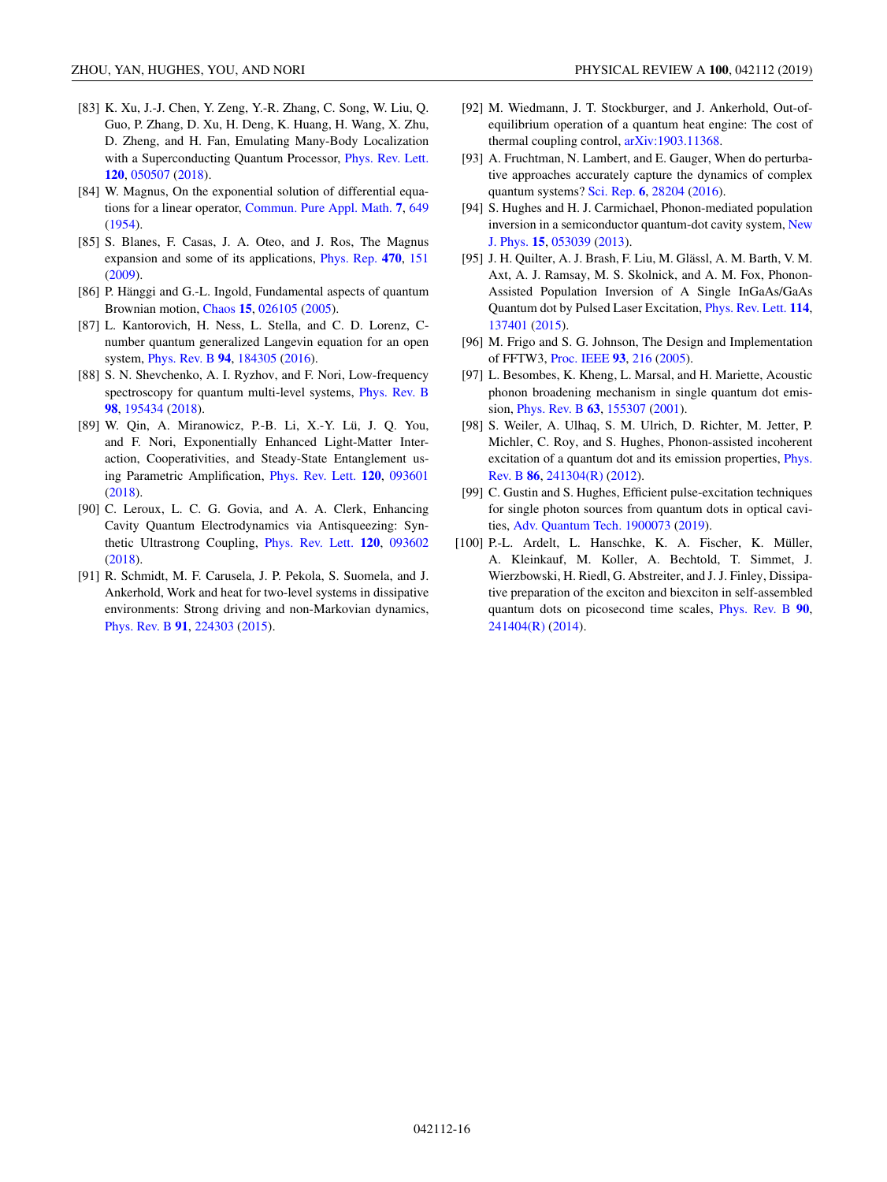[83] K. Xu, J.-J. Chen, Y. Zeng, Y.-R. Zhang, C. Song, W. Liu, Q. Guo, P. Zhang, D. Xu, H. Deng, K. Huang, H. Wang, X. Zhu, D. Zheng, and H. Fan, Emulating Many-Body Localization with a Superconducting Quantum Processor, Phys. Rev. Lett. **120**, 050507 (2018).

[84] W. Magnus, On the exponential solution of differential equations for a linear operator, Commun. Pure Appl. Math. **7**, 649 (1954).

[85] S. Blanes, F. Casas, J. A. Oteo, and J. Ros, The Magnus expansion and some of its applications, Phys. Rep. **470**, 151 (2009).

[86] P. Hänggi and G.-L. Ingold, Fundamental aspects of quantum Brownian motion, Chaos **15**, 026105 (2005).

[87] L. Kantorovich, H. Ness, L. Stella, and C. D. Lorenz, C-number quantum generalized Langevin equation for an open system, Phys. Rev. B **94**, 184305 (2016).

[88] S. N. Shevchenko, A. I. Ryzhov, and F. Nori, Low-frequency spectroscopy for quantum multi-level systems, Phys. Rev. B **98**, 195434 (2018).

[89] W. Qin, A. Miranowicz, P.-B. Li, X.-Y. Lü, J. Q. You, and F. Nori, Exponentially Enhanced Light-Matter Interaction, Cooperativities, and Steady-State Entanglement using Parametric Amplification, Phys. Rev. Lett. **120**, 093601 (2018).

[90] C. Leroux, L. C. G. Govia, and A. A. Clerk, Enhancing Cavity Quantum Electrodynamics via Antisqueezing: Synthetic Ultrastrong Coupling, Phys. Rev. Lett. **120**, 093602 (2018).

[91] R. Schmidt, M. F. Carusela, J. P. Pekola, S. Suomela, and J. Ankerhold, Work and heat for two-level systems in dissipative environments: Strong driving and non-Markovian dynamics, Phys. Rev. B **91**, 224303 (2015).

[92] M. Wiedmann, J. T. Stockburger, and J. Ankerhold, Out-of-equilibrium operation of a quantum heat engine: The cost of thermal coupling control, arXiv:1903.11368.

[93] A. Fruchtman, N. Lambert, and E. Gauger, When do perturbative approaches accurately capture the dynamics of complex quantum systems? Sci. Rep. **6**, 28204 (2016).

[94] S. Hughes and H. J. Carmichael, Phonon-mediated population inversion in a semiconductor quantum-dot cavity system, New J. Phys. **15**, 053039 (2013).

[95] J. H. Quilter, A. J. Brash, F. Liu, M. Glässl, A. M. Barth, V. M. Axt, A. J. Ramsay, M. S. Skolnick, and A. M. Fox, Phonon-Assisted Population Inversion of A Single InGaAs/GaAs Quantum dot by Pulsed Laser Excitation, Phys. Rev. Lett. **114**, 137401 (2015).

[96] M. Frigo and S. G. Johnson, The Design and Implementation of FFTW3, Proc. IEEE **93**, 216 (2005).

[97] L. Besombes, K. Kheng, L. Marsal, and H. Mariette, Acoustic phonon broadening mechanism in single quantum dot emission, Phys. Rev. B **63**, 155307 (2001).

[98] S. Weiler, A. Ulhaq, S. M. Ulrich, D. Richter, M. Jetter, P. Michler, C. Roy, and S. Hughes, Phonon-assisted incoherent excitation of a quantum dot and its emission properties, Phys. Rev. B **86**, 241304(R) (2012).

[99] C. Gustin and S. Hughes, Efficient pulse-excitation techniques for single photon sources from quantum dots in optical cavities, Adv. Quantum Tech. 1900073 (2019).

[100] P.-L. Ardelt, L. Hanschke, K. A. Fischer, K. Müller, A. Kleinkauf, M. Koller, A. Bechtold, T. Simmet, J. Wierzbowski, H. Riedl, G. Abstreiter, and J. J. Finley, Dissipative preparation of the exciton and biexciton in self-assembled quantum dots on picosecond time scales, Phys. Rev. B **90**, 241404(R) (2014).